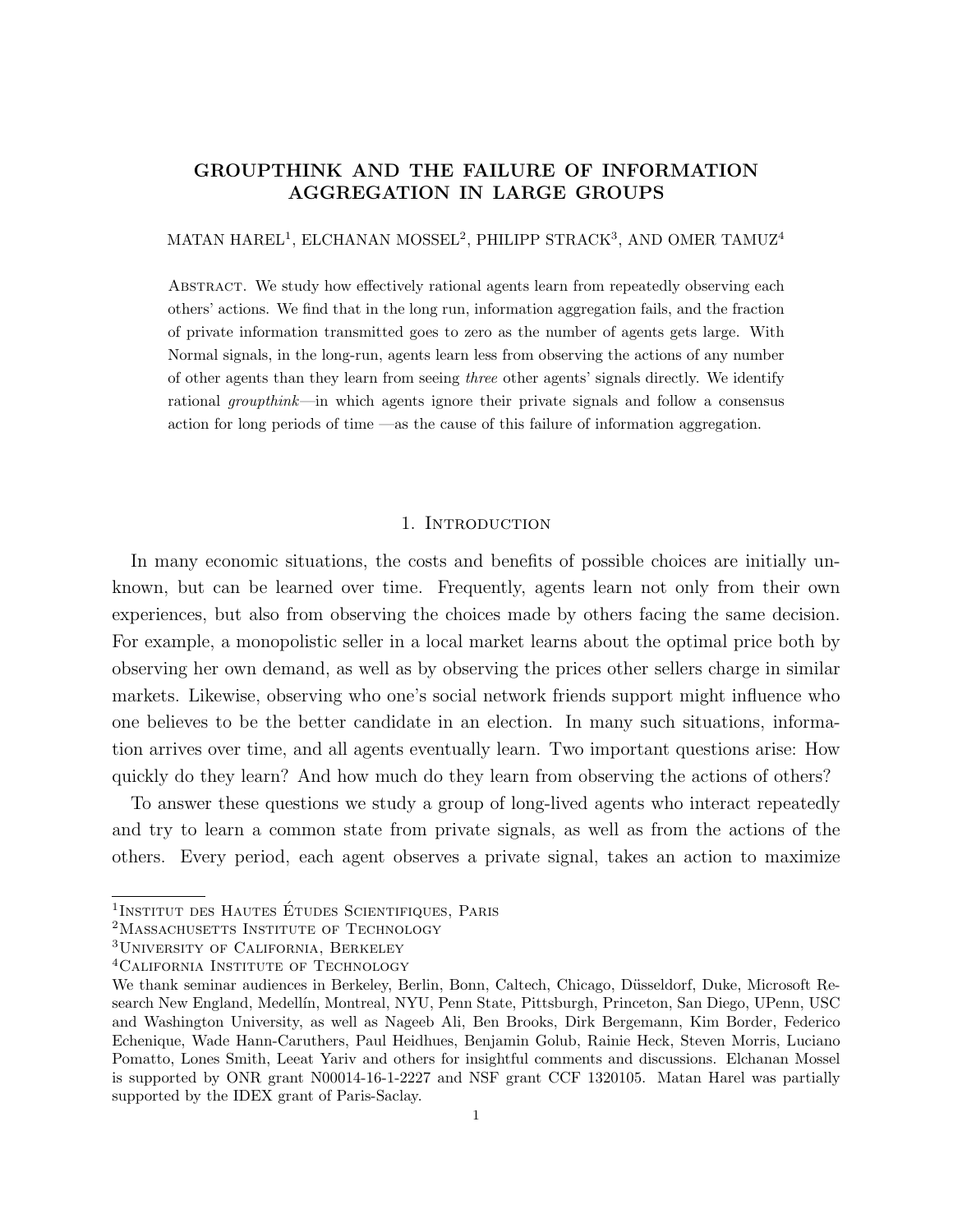# GROUPTHINK AND THE FAILURE OF INFORMATION AGGREGATION IN LARGE GROUPS

MATAN HAREL[1], ELCHANAN MOSSEL[2], PHILIPP STRACK[3], AND OMER TAMUZ[4]

ABSTRACT. We study how effectively rational agents learn from repeatedly observing each others' actions. We find that in the long run, information aggregation fails, and the fraction of private information transmitted goes to zero as the number of agents gets large. With Normal signals, in the long-run, agents learn less from observing the actions of any number of other agents than they learn from seeing *three* other agents' signals directly. We identify rational *groupthink*—in which agents ignore their private signals and follow a consensus action for long periods of time —as the cause of this failure of information aggregation.

## 1. Introduction

In many economic situations, the costs and benefits of possible choices are initially unknown, but can be learned over time. Frequently, agents learn not only from their own experiences, but also from observing the choices made by others facing the same decision. For example, a monopolistic seller in a local market learns about the optimal price both by observing her own demand, as well as by observing the prices other sellers charge in similar markets. Likewise, observing who one's social network friends support might influence who one believes to be the better candidate in an election. In many such situations, information arrives over time, and all agents eventually learn. Two important questions arise: How quickly do they learn? And how much do they learn from observing the actions of others?

To answer these questions we study a group of long-lived agents who interact repeatedly and try to learn a common state from private signals, as well as from the actions of the others. Every period, each agent observes a private signal, takes an action to maximize

---

[1]Institut des Hautes Études Scientifiques, Paris
[2]Massachusetts Institute of Technology
[3]University of California, Berkeley
[4]California Institute of Technology

We thank seminar audiences in Berkeley, Berlin, Bonn, Caltech, Chicago, Düsseldorf, Duke, Microsoft Research New England, Medellín, Montreal, NYU, Penn State, Pittsburgh, Princeton, San Diego, UPenn, USC and Washington University, as well as Nageeb Ali, Ben Brooks, Dirk Bergemann, Kim Border, Federico Echenique, Wade Hann-Caruthers, Paul Heidhues, Benjamin Golub, Rainie Heck, Steven Morris, Luciano Pomatto, Lones Smith, Leeat Yariv and others for insightful comments and discussions. Elchanan Mossel is supported by ONR grant N00014-16-1-2227 and NSF grant CCF 1320105. Matan Harel was partially supported by the IDEX grant of Paris-Saclay.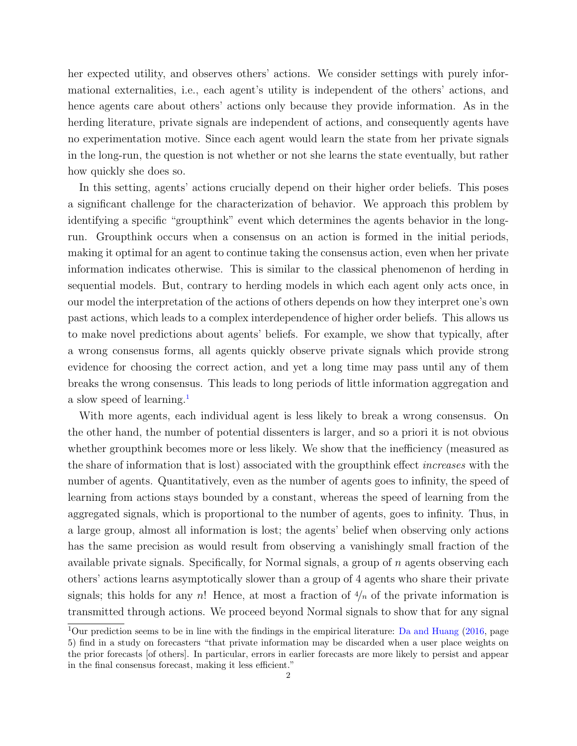her expected utility, and observes others' actions. We consider settings with purely informational externalities, i.e., each agent's utility is independent of the others' actions, and hence agents care about others' actions only because they provide information. As in the herding literature, private signals are independent of actions, and consequently agents have no experimentation motive. Since each agent would learn the state from her private signals in the long-run, the question is not whether or not she learns the state eventually, but rather how quickly she does so.

In this setting, agents' actions crucially depend on their higher order beliefs. This poses a significant challenge for the characterization of behavior. We approach this problem by identifying a specific "groupthink" event which determines the agents behavior in the long-run. Groupthink occurs when a consensus on an action is formed in the initial periods, making it optimal for an agent to continue taking the consensus action, even when her private information indicates otherwise. This is similar to the classical phenomenon of herding in sequential models. But, contrary to herding models in which each agent only acts once, in our model the interpretation of the actions of others depends on how they interpret one's own past actions, which leads to a complex interdependence of higher order beliefs. This allows us to make novel predictions about agents' beliefs. For example, we show that typically, after a wrong consensus forms, all agents quickly observe private signals which provide strong evidence for choosing the correct action, and yet a long time may pass until any of them breaks the wrong consensus. This leads to long periods of little information aggregation and a slow speed of learning.[1]

With more agents, each individual agent is less likely to break a wrong consensus. On the other hand, the number of potential dissenters is larger, and so a priori it is not obvious whether groupthink becomes more or less likely. We show that the inefficiency (measured as the share of information that is lost) associated with the groupthink effect *increases* with the number of agents. Quantitatively, even as the number of agents goes to infinity, the speed of learning from actions stays bounded by a constant, whereas the speed of learning from the aggregated signals, which is proportional to the number of agents, goes to infinity. Thus, in a large group, almost all information is lost; the agents' belief when observing only actions has the same precision as would result from observing a vanishingly small fraction of the available private signals. Specifically, for Normal signals, a group of $n$ agents observing each others' actions learns asymptotically slower than a group of 4 agents who share their private signals; this holds for any $n$! Hence, at most a fraction of $4/n$ of the private information is transmitted through actions. We proceed beyond Normal signals to show that for any signal

[1] Our prediction seems to be in line with the findings in the empirical literature: Da and Huang (2016, page 5) find in a study on forecasters "that private information may be discarded when a user place weights on the prior forecasts [of others]. In particular, errors in earlier forecasts are more likely to persist and appear in the final consensus forecast, making it less efficient."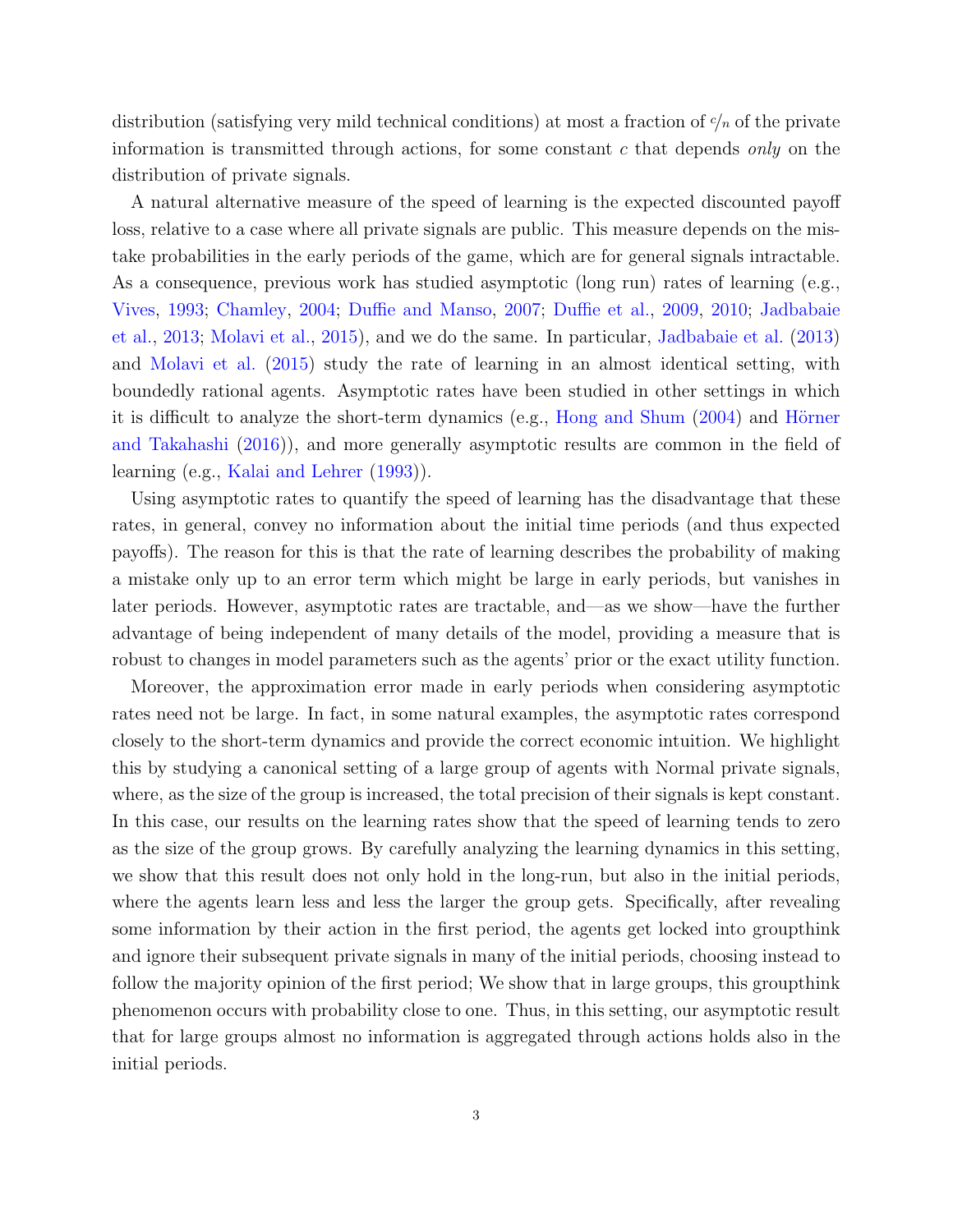distribution (satisfying very mild technical conditions) at most a fraction of $c/n$ of the private information is transmitted through actions, for some constant $c$ that depends *only* on the distribution of private signals.

A natural alternative measure of the speed of learning is the expected discounted payoff loss, relative to a case where all private signals are public. This measure depends on the mistake probabilities in the early periods of the game, which are for general signals intractable. As a consequence, previous work has studied asymptotic (long run) rates of learning (e.g., Vives, 1993; Chamley, 2004; Duffie and Manso, 2007; Duffie et al., 2009, 2010; Jadbabaie et al., 2013; Molavi et al., 2015), and we do the same. In particular, Jadbabaie et al. (2013) and Molavi et al. (2015) study the rate of learning in an almost identical setting, with boundedly rational agents. Asymptotic rates have been studied in other settings in which it is difficult to analyze the short-term dynamics (e.g., Hong and Shum (2004) and Hörner and Takahashi (2016)), and more generally asymptotic results are common in the field of learning (e.g., Kalai and Lehrer (1993)).

Using asymptotic rates to quantify the speed of learning has the disadvantage that these rates, in general, convey no information about the initial time periods (and thus expected payoffs). The reason for this is that the rate of learning describes the probability of making a mistake only up to an error term which might be large in early periods, but vanishes in later periods. However, asymptotic rates are tractable, and—as we show—have the further advantage of being independent of many details of the model, providing a measure that is robust to changes in model parameters such as the agents' prior or the exact utility function.

Moreover, the approximation error made in early periods when considering asymptotic rates need not be large. In fact, in some natural examples, the asymptotic rates correspond closely to the short-term dynamics and provide the correct economic intuition. We highlight this by studying a canonical setting of a large group of agents with Normal private signals, where, as the size of the group is increased, the total precision of their signals is kept constant. In this case, our results on the learning rates show that the speed of learning tends to zero as the size of the group grows. By carefully analyzing the learning dynamics in this setting, we show that this result does not only hold in the long-run, but also in the initial periods, where the agents learn less and less the larger the group gets. Specifically, after revealing some information by their action in the first period, the agents get locked into groupthink and ignore their subsequent private signals in many of the initial periods, choosing instead to follow the majority opinion of the first period; We show that in large groups, this groupthink phenomenon occurs with probability close to one. Thus, in this setting, our asymptotic result that for large groups almost no information is aggregated through actions holds also in the initial periods.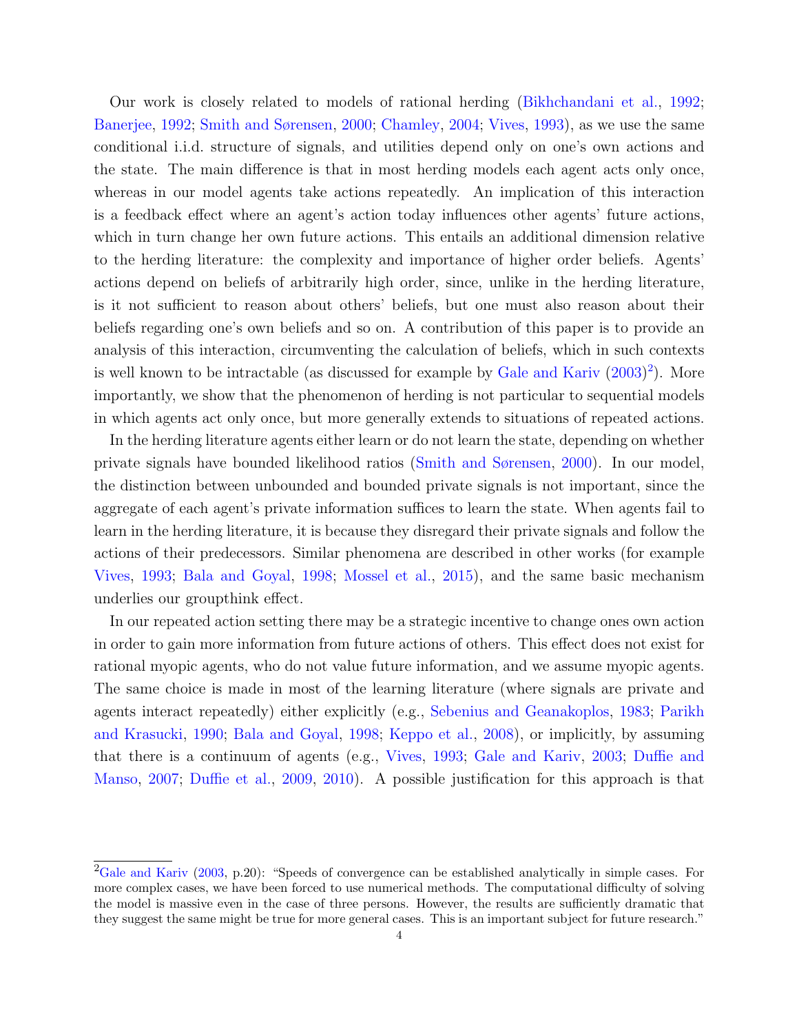Our work is closely related to models of rational herding (Bikhchandani et al., 1992; Banerjee, 1992; Smith and Sørensen, 2000; Chamley, 2004; Vives, 1993), as we use the same conditional i.i.d. structure of signals, and utilities depend only on one's own actions and the state. The main difference is that in most herding models each agent acts only once, whereas in our model agents take actions repeatedly. An implication of this interaction is a feedback effect where an agent's action today influences other agents' future actions, which in turn change her own future actions. This entails an additional dimension relative to the herding literature: the complexity and importance of higher order beliefs. Agents' actions depend on beliefs of arbitrarily high order, since, unlike in the herding literature, is it not sufficient to reason about others' beliefs, but one must also reason about their beliefs regarding one's own beliefs and so on. A contribution of this paper is to provide an analysis of this interaction, circumventing the calculation of beliefs, which in such contexts is well known to be intractable (as discussed for example by Gale and Kariv (2003)[2]). More importantly, we show that the phenomenon of herding is not particular to sequential models in which agents act only once, but more generally extends to situations of repeated actions.

In the herding literature agents either learn or do not learn the state, depending on whether private signals have bounded likelihood ratios (Smith and Sørensen, 2000). In our model, the distinction between unbounded and bounded private signals is not important, since the aggregate of each agent's private information suffices to learn the state. When agents fail to learn in the herding literature, it is because they disregard their private signals and follow the actions of their predecessors. Similar phenomena are described in other works (for example Vives, 1993; Bala and Goyal, 1998; Mossel et al., 2015), and the same basic mechanism underlies our groupthink effect.

In our repeated action setting there may be a strategic incentive to change ones own action in order to gain more information from future actions of others. This effect does not exist for rational myopic agents, who do not value future information, and we assume myopic agents. The same choice is made in most of the learning literature (where signals are private and agents interact repeatedly) either explicitly (e.g., Sebenius and Geanakoplos, 1983; Parikh and Krasucki, 1990; Bala and Goyal, 1998; Keppo et al., 2008), or implicitly, by assuming that there is a continuum of agents (e.g., Vives, 1993; Gale and Kariv, 2003; Duffie and Manso, 2007; Duffie et al., 2009, 2010). A possible justification for this approach is that

[2] Gale and Kariv (2003, p.20): "Speeds of convergence can be established analytically in simple cases. For more complex cases, we have been forced to use numerical methods. The computational difficulty of solving the model is massive even in the case of three persons. However, the results are sufficiently dramatic that they suggest the same might be true for more general cases. This is an important subject for future research."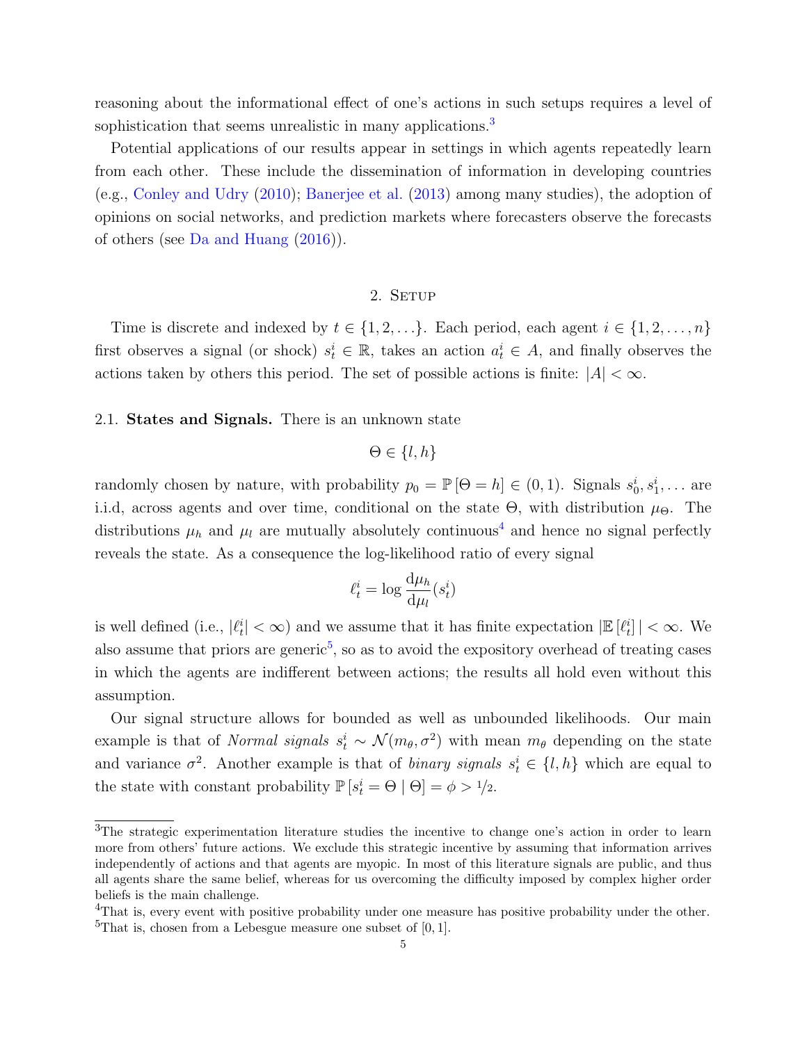reasoning about the informational effect of one's actions in such setups requires a level of sophistication that seems unrealistic in many applications.[3]

Potential applications of our results appear in settings in which agents repeatedly learn from each other. These include the dissemination of information in developing countries (e.g., Conley and Udry (2010); Banerjee et al. (2013) among many studies), the adoption of opinions on social networks, and prediction markets where forecasters observe the forecasts of others (see Da and Huang (2016)).

## 2. Setup

Time is discrete and indexed by $t \in \{1, 2, \ldots\}$. Each period, each agent $i \in \{1, 2, \ldots, n\}$ first observes a signal (or shock) $s_t^i \in \mathbb{R}$, takes an action $a_t^i \in A$, and finally observes the actions taken by others this period. The set of possible actions is finite: $|A| < \infty$.

### 2.1. States and Signals.

There is an unknown state

$$\Theta \in \{l, h\}$$

randomly chosen by nature, with probability $p_0 = \mathbb{P}[\Theta = h] \in (0, 1)$. Signals $s_0^i, s_1^i, \ldots$ are i.i.d, across agents and over time, conditional on the state $\Theta$, with distribution $\mu_\Theta$. The distributions $\mu_h$ and $\mu_l$ are mutually absolutely continuous[4] and hence no signal perfectly reveals the state. As a consequence the log-likelihood ratio of every signal

$$\ell_t^i = \log \frac{\mathrm{d}\mu_h}{\mathrm{d}\mu_l}(s_t^i)$$

is well defined (i.e., $|\ell_t^i| < \infty$) and we assume that it has finite expectation $|\mathbb{E}[\ell_t^i]| < \infty$. We also assume that priors are generic[5], so as to avoid the expository overhead of treating cases in which the agents are indifferent between actions; the results all hold even without this assumption.

Our signal structure allows for bounded as well as unbounded likelihoods. Our main example is that of *Normal signals* $s_t^i \sim \mathcal{N}(m_\theta, \sigma^2)$ with mean $m_\theta$ depending on the state and variance $\sigma^2$. Another example is that of *binary signals* $s_t^i \in \{l, h\}$ which are equal to the state with constant probability $\mathbb{P}[s_t^i = \Theta \mid \Theta] = \phi > 1/2$.

[3]The strategic experimentation literature studies the incentive to change one's action in order to learn more from others' future actions. We exclude this strategic incentive by assuming that information arrives independently of actions and that agents are myopic. In most of this literature signals are public, and thus all agents share the same belief, whereas for us overcoming the difficulty imposed by complex higher order beliefs is the main challenge.

[4]That is, every event with positive probability under one measure has positive probability under the other.

[5]That is, chosen from a Lebesgue measure one subset of $[0, 1]$.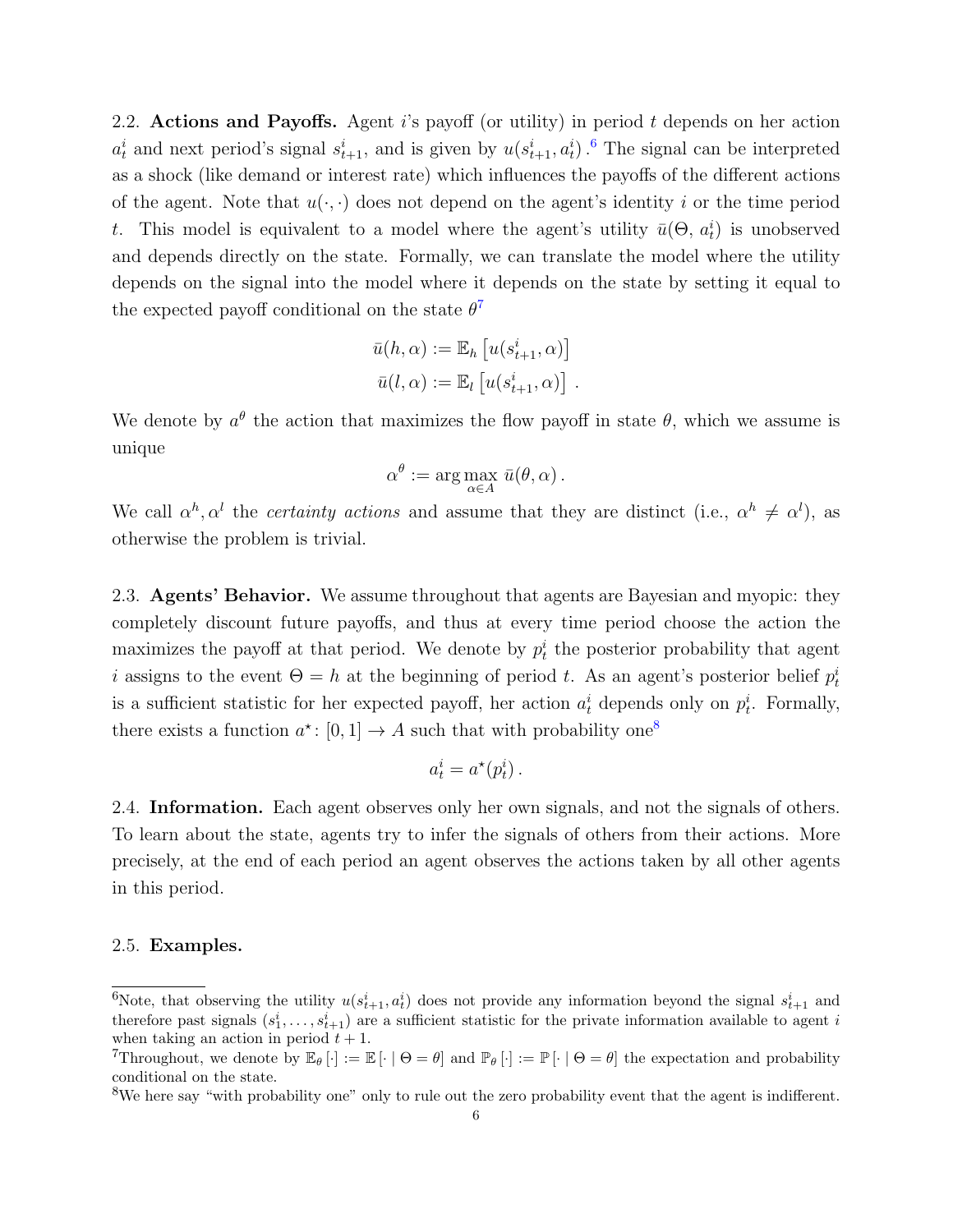2.2. **Actions and Payoffs.** Agent $i$'s payoff (or utility) in period $t$ depends on her action $a_t^i$ and next period's signal $s_{t+1}^i$, and is given by $u(s_{t+1}^i, a_t^i)$.[6] The signal can be interpreted as a shock (like demand or interest rate) which influences the payoffs of the different actions of the agent. Note that $u(\cdot,\cdot)$ does not depend on the agent's identity $i$ or the time period $t$. This model is equivalent to a model where the agent's utility $\bar{u}(\Theta, a_t^i)$ is unobserved and depends directly on the state. Formally, we can translate the model where the utility depends on the signal into the model where it depends on the state by setting it equal to the expected payoff conditional on the state $\theta$[7]

$$\bar{u}(h, \alpha) := \mathbb{E}_h \left[ u(s_{t+1}^i, \alpha) \right]$$
$$\bar{u}(l, \alpha) := \mathbb{E}_l \left[ u(s_{t+1}^i, \alpha) \right] .$$

We denote by $a^\theta$ the action that maximizes the flow payoff in state $\theta$, which we assume is unique

$$\alpha^\theta := \arg\max_{\alpha \in A} \bar{u}(\theta, \alpha) .$$

We call $\alpha^h, \alpha^l$ the *certainty actions* and assume that they are distinct (i.e., $\alpha^h \neq \alpha^l$), as otherwise the problem is trivial.

2.3. **Agents' Behavior.** We assume throughout that agents are Bayesian and myopic: they completely discount future payoffs, and thus at every time period choose the action the maximizes the payoff at that period. We denote by $p_t^i$ the posterior probability that agent $i$ assigns to the event $\Theta = h$ at the beginning of period $t$. As an agent's posterior belief $p_t^i$ is a sufficient statistic for her expected payoff, her action $a_t^i$ depends only on $p_t^i$. Formally, there exists a function $a^\star : [0,1] \to A$ such that with probability one[8]

$$a_t^i = a^\star(p_t^i) .$$

2.4. **Information.** Each agent observes only her own signals, and not the signals of others. To learn about the state, agents try to infer the signals of others from their actions. More precisely, at the end of each period an agent observes the actions taken by all other agents in this period.

2.5. **Examples.**

[6] Note, that observing the utility $u(s_{t+1}^i, a_t^i)$ does not provide any information beyond the signal $s_{t+1}^i$ and therefore past signals $(s_1^i, \ldots, s_{t+1}^i)$ are a sufficient statistic for the private information available to agent $i$ when taking an action in period $t+1$.

[7] Throughout, we denote by $\mathbb{E}_\theta[\cdot] := \mathbb{E}[\cdot \mid \Theta = \theta]$ and $\mathbb{P}_\theta[\cdot] := \mathbb{P}[\cdot \mid \Theta = \theta]$ the expectation and probability conditional on the state.

[8] We here say "with probability one" only to rule out the zero probability event that the agent is indifferent.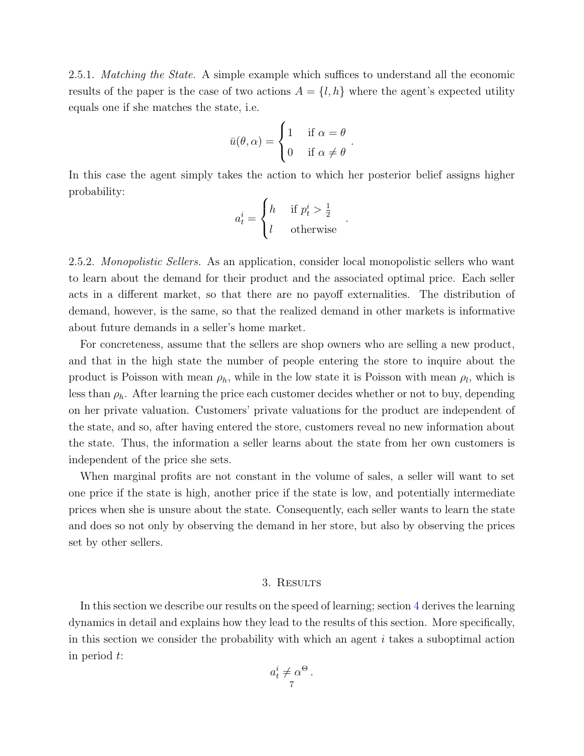2.5.1. *Matching the State.* A simple example which suffices to understand all the economic results of the paper is the case of two actions $A = \{l, h\}$ where the agent's expected utility equals one if she matches the state, i.e.

$$\bar{u}(\theta, \alpha) = \begin{cases} 1 & \text{if } \alpha = \theta \\ 0 & \text{if } \alpha \neq \theta \end{cases}.$$

In this case the agent simply takes the action to which her posterior belief assigns higher probability:

$$a_t^i = \begin{cases} h & \text{if } p_t^i > \frac{1}{2} \\ l & \text{otherwise} \end{cases}.$$

2.5.2. *Monopolistic Sellers.* As an application, consider local monopolistic sellers who want to learn about the demand for their product and the associated optimal price. Each seller acts in a different market, so that there are no payoff externalities. The distribution of demand, however, is the same, so that the realized demand in other markets is informative about future demands in a seller's home market.

For concreteness, assume that the sellers are shop owners who are selling a new product, and that in the high state the number of people entering the store to inquire about the product is Poisson with mean $\rho_h$, while in the low state it is Poisson with mean $\rho_l$, which is less than $\rho_h$. After learning the price each customer decides whether or not to buy, depending on her private valuation. Customers' private valuations for the product are independent of the state, and so, after having entered the store, customers reveal no new information about the state. Thus, the information a seller learns about the state from her own customers is independent of the price she sets.

When marginal profits are not constant in the volume of sales, a seller will want to set one price if the state is high, another price if the state is low, and potentially intermediate prices when she is unsure about the state. Consequently, each seller wants to learn the state and does so not only by observing the demand in her store, but also by observing the prices set by other sellers.

## 3. Results

In this section we describe our results on the speed of learning; section 4 derives the learning dynamics in detail and explains how they lead to the results of this section. More specifically, in this section we consider the probability with which an agent $i$ takes a suboptimal action in period $t$:

$$a_t^i \neq \alpha^{\Theta}.$$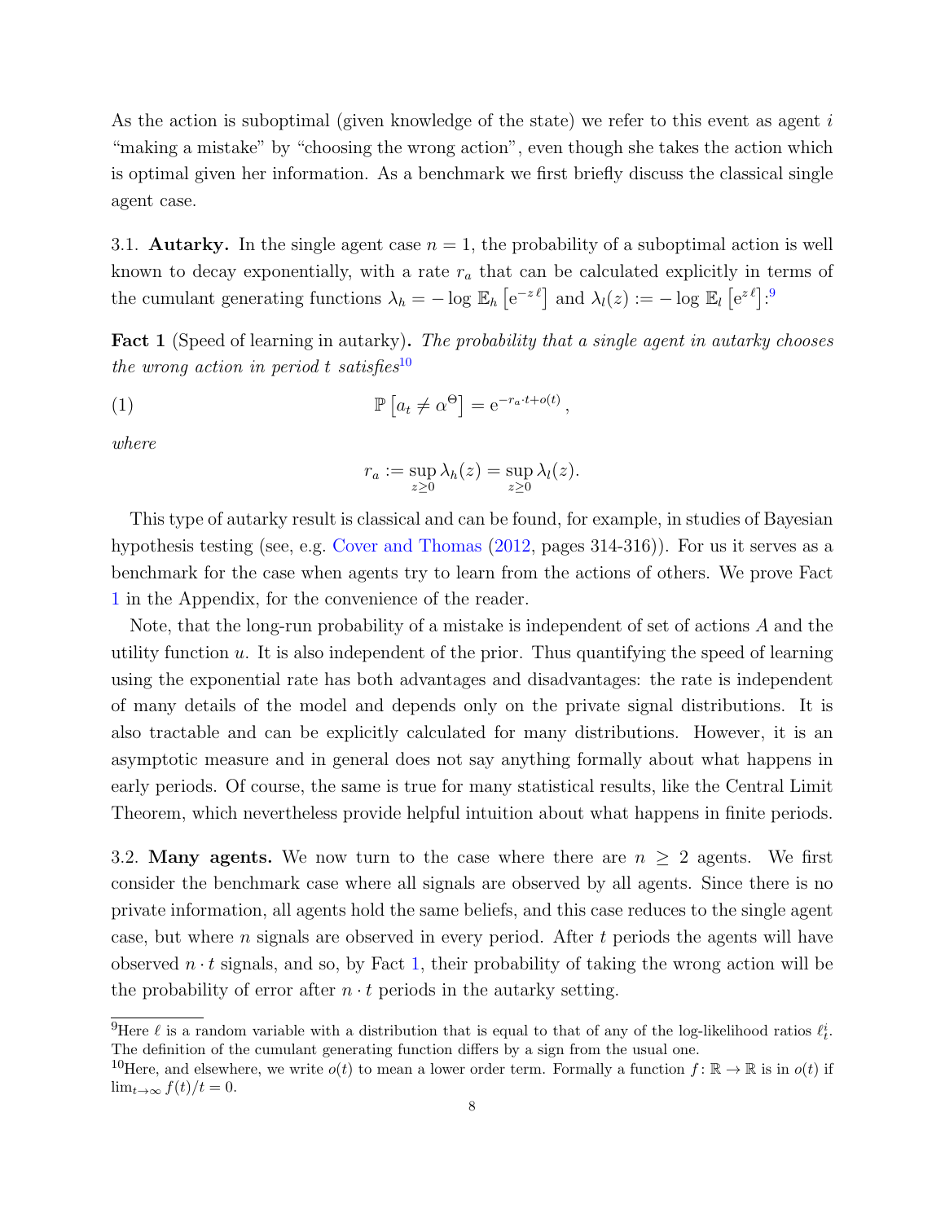As the action is suboptimal (given knowledge of the state) we refer to this event as agent $i$ "making a mistake" by "choosing the wrong action", even though she takes the action which is optimal given her information. As a benchmark we first briefly discuss the classical single agent case.

3.1. **Autarky.** In the single agent case $n = 1$, the probability of a suboptimal action is well known to decay exponentially, with a rate $r_a$ that can be calculated explicitly in terms of the cumulant generating functions $\lambda_h = -\log \mathbb{E}_h\left[\mathrm{e}^{-z\,\ell}\right]$ and $\lambda_l(z) := -\log \mathbb{E}_l\left[\mathrm{e}^{z\,\ell}\right]$:[9]

**Fact 1** (Speed of learning in autarky)**.** *The probability that a single agent in autarky chooses the wrong action in period $t$ satisfies*[10]

$$\mathbb{P}\left[a_t \neq \alpha^{\Theta}\right] = \mathrm{e}^{-r_a \cdot t + o(t)}\,, \tag{1}$$

*where*

$$r_a := \sup_{z \geq 0} \lambda_h(z) = \sup_{z \geq 0} \lambda_l(z).$$

This type of autarky result is classical and can be found, for example, in studies of Bayesian hypothesis testing (see, e.g. Cover and Thomas (2012, pages 314-316)). For us it serves as a benchmark for the case when agents try to learn from the actions of others. We prove Fact 1 in the Appendix, for the convenience of the reader.

Note, that the long-run probability of a mistake is independent of set of actions $A$ and the utility function $u$. It is also independent of the prior. Thus quantifying the speed of learning using the exponential rate has both advantages and disadvantages: the rate is independent of many details of the model and depends only on the private signal distributions. It is also tractable and can be explicitly calculated for many distributions. However, it is an asymptotic measure and in general does not say anything formally about what happens in early periods. Of course, the same is true for many statistical results, like the Central Limit Theorem, which nevertheless provide helpful intuition about what happens in finite periods.

3.2. **Many agents.** We now turn to the case where there are $n \geq 2$ agents. We first consider the benchmark case where all signals are observed by all agents. Since there is no private information, all agents hold the same beliefs, and this case reduces to the single agent case, but where $n$ signals are observed in every period. After $t$ periods the agents will have observed $n \cdot t$ signals, and so, by Fact 1, their probability of taking the wrong action will be the probability of error after $n \cdot t$ periods in the autarky setting.

---

[9] Here $\ell$ is a random variable with a distribution that is equal to that of any of the log-likelihood ratios $\ell_t^i$. The definition of the cumulant generating function differs by a sign from the usual one.

[10] Here, and elsewhere, we write $o(t)$ to mean a lower order term. Formally a function $f\colon \mathbb{R} \to \mathbb{R}$ is in $o(t)$ if $\lim_{t\to\infty} f(t)/t = 0$.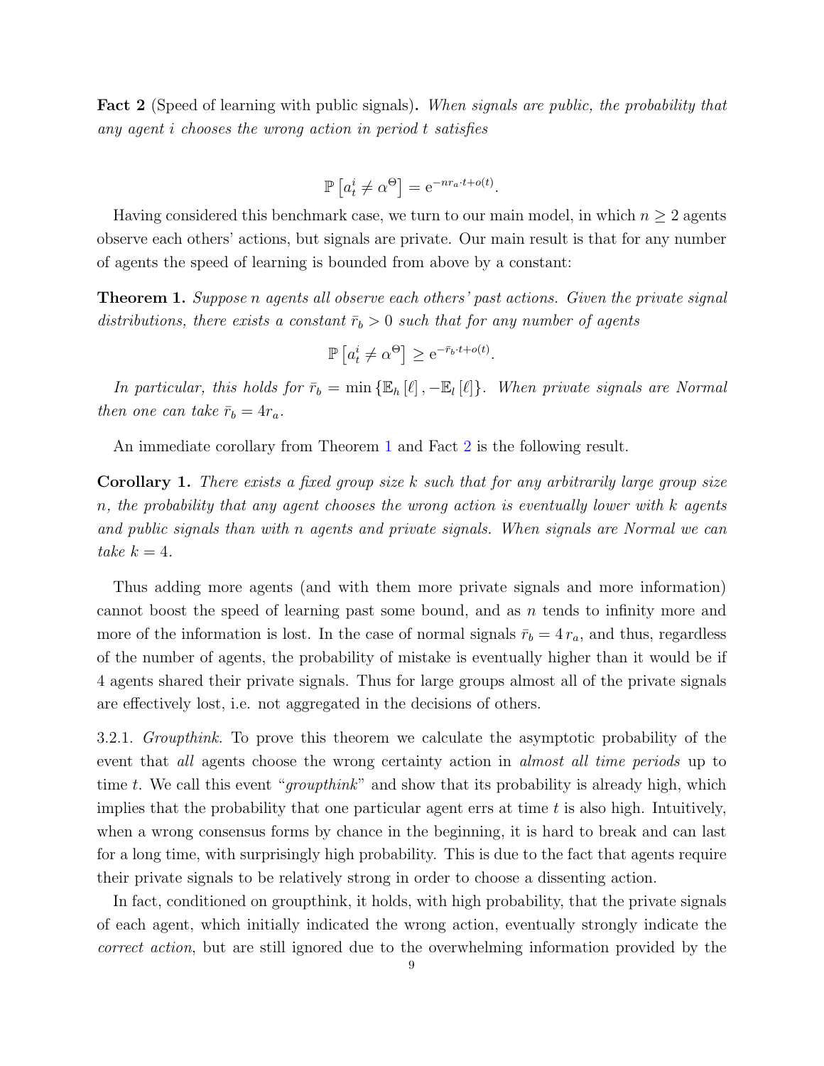**Fact 2** (Speed of learning with public signals)**.** *When signals are public, the probability that any agent $i$ chooses the wrong action in period $t$ satisfies*

$$\mathbb{P}\left[a_t^i \neq \alpha^\Theta\right] = \mathrm{e}^{-nr_a \cdot t + o(t)}.$$

Having considered this benchmark case, we turn to our main model, in which $n \geq 2$ agents observe each others' actions, but signals are private. Our main result is that for any number of agents the speed of learning is bounded from above by a constant:

**Theorem 1.** *Suppose $n$ agents all observe each others' past actions. Given the private signal distributions, there exists a constant $\bar{r}_b > 0$ such that for any number of agents*

$$\mathbb{P}\left[a_t^i \neq \alpha^\Theta\right] \geq \mathrm{e}^{-\bar{r}_b \cdot t + o(t)}.$$

*In particular, this holds for $\bar{r}_b = \min\{\mathbb{E}_h[\ell], -\mathbb{E}_l[\ell]\}$. When private signals are Normal then one can take $\bar{r}_b = 4r_a$.*

An immediate corollary from Theorem 1 and Fact 2 is the following result.

**Corollary 1.** *There exists a fixed group size $k$ such that for any arbitrarily large group size $n$, the probability that any agent chooses the wrong action is eventually lower with $k$ agents and public signals than with $n$ agents and private signals. When signals are Normal we can take $k = 4$.*

Thus adding more agents (and with them more private signals and more information) cannot boost the speed of learning past some bound, and as $n$ tends to infinity more and more of the information is lost. In the case of normal signals $\bar{r}_b = 4\,r_a$, and thus, regardless of the number of agents, the probability of mistake is eventually higher than it would be if 4 agents shared their private signals. Thus for large groups almost all of the private signals are effectively lost, i.e. not aggregated in the decisions of others.

3.2.1. *Groupthink.* To prove this theorem we calculate the asymptotic probability of the event that *all* agents choose the wrong certainty action in *almost all time periods* up to time $t$. We call this event "*groupthink*" and show that its probability is already high, which implies that the probability that one particular agent errs at time $t$ is also high. Intuitively, when a wrong consensus forms by chance in the beginning, it is hard to break and can last for a long time, with surprisingly high probability. This is due to the fact that agents require their private signals to be relatively strong in order to choose a dissenting action.

In fact, conditioned on groupthink, it holds, with high probability, that the private signals of each agent, which initially indicated the wrong action, eventually strongly indicate the *correct action*, but are still ignored due to the overwhelming information provided by the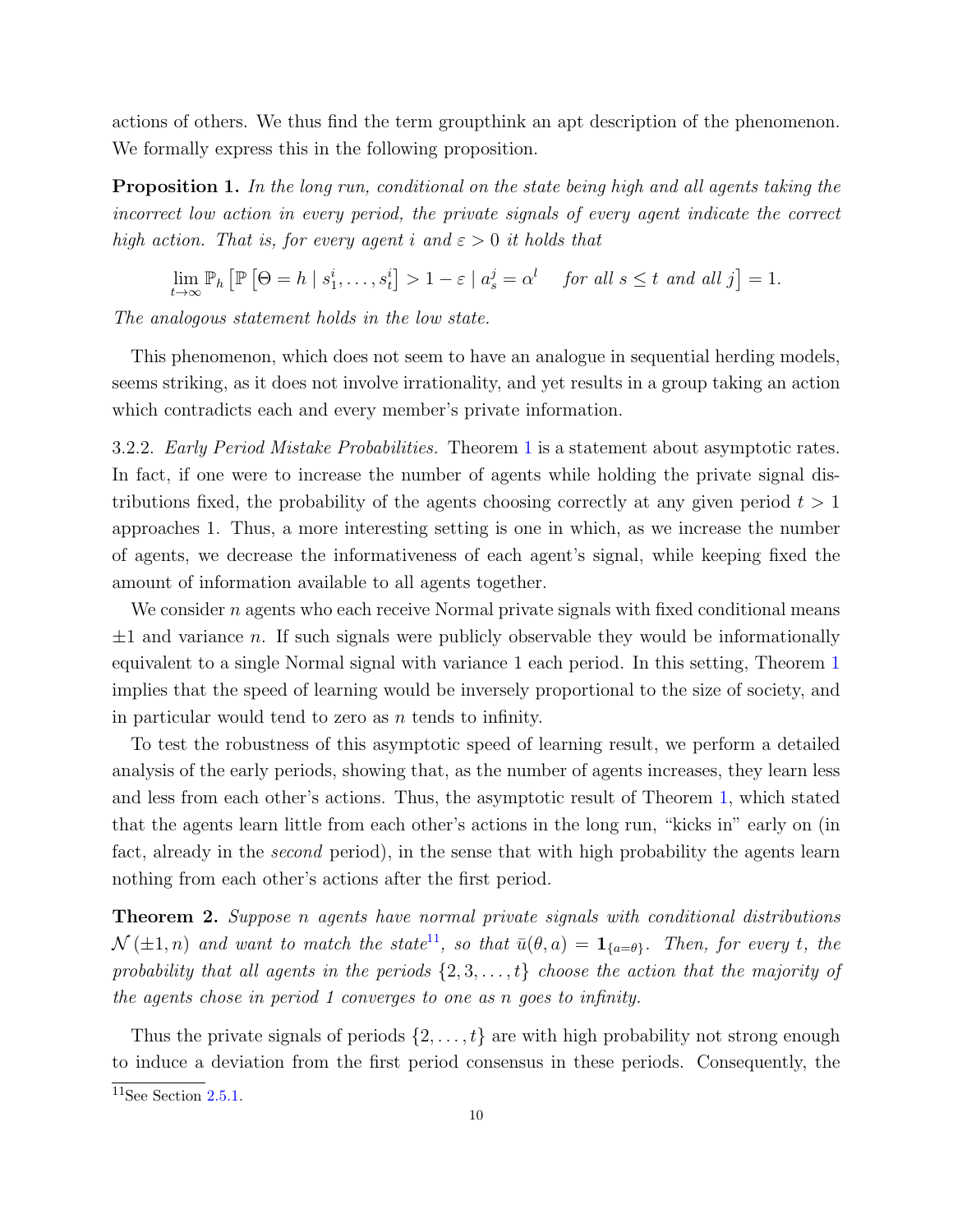actions of others. We thus find the term groupthink an apt description of the phenomenon. We formally express this in the following proposition.

**Proposition 1.** *In the long run, conditional on the state being high and all agents taking the incorrect low action in every period, the private signals of every agent indicate the correct high action. That is, for every agent $i$ and $\varepsilon > 0$ it holds that*

$$\lim_{t\to\infty} \mathbb{P}_h\left[\mathbb{P}\left[\Theta = h \mid s_1^i, \ldots, s_t^i\right] > 1-\varepsilon \mid a_s^j = \alpha^l \quad \text{for all } s \leq t \text{ and all } j\right] = 1.$$

*The analogous statement holds in the low state.*

This phenomenon, which does not seem to have an analogue in sequential herding models, seems striking, as it does not involve irrationality, and yet results in a group taking an action which contradicts each and every member's private information.

3.2.2. *Early Period Mistake Probabilities.* Theorem 1 is a statement about asymptotic rates. In fact, if one were to increase the number of agents while holding the private signal distributions fixed, the probability of the agents choosing correctly at any given period $t > 1$ approaches 1. Thus, a more interesting setting is one in which, as we increase the number of agents, we decrease the informativeness of each agent's signal, while keeping fixed the amount of information available to all agents together.

We consider $n$ agents who each receive Normal private signals with fixed conditional means $\pm 1$ and variance $n$. If such signals were publicly observable they would be informationally equivalent to a single Normal signal with variance 1 each period. In this setting, Theorem 1 implies that the speed of learning would be inversely proportional to the size of society, and in particular would tend to zero as $n$ tends to infinity.

To test the robustness of this asymptotic speed of learning result, we perform a detailed analysis of the early periods, showing that, as the number of agents increases, they learn less and less from each other's actions. Thus, the asymptotic result of Theorem 1, which stated that the agents learn little from each other's actions in the long run, "kicks in" early on (in fact, already in the *second* period), in the sense that with high probability the agents learn nothing from each other's actions after the first period.

**Theorem 2.** *Suppose $n$ agents have normal private signals with conditional distributions $\mathcal{N}(\pm 1, n)$ and want to match the state*[11]*, so that $\bar{u}(\theta, a) = \mathbf{1}_{\{a=\theta\}}$. Then, for every $t$, the probability that all agents in the periods $\{2, 3, \ldots, t\}$ choose the action that the majority of the agents chose in period 1 converges to one as $n$ goes to infinity.*

Thus the private signals of periods $\{2, \ldots, t\}$ are with high probability not strong enough to induce a deviation from the first period consensus in these periods. Consequently, the

[11]See Section 2.5.1.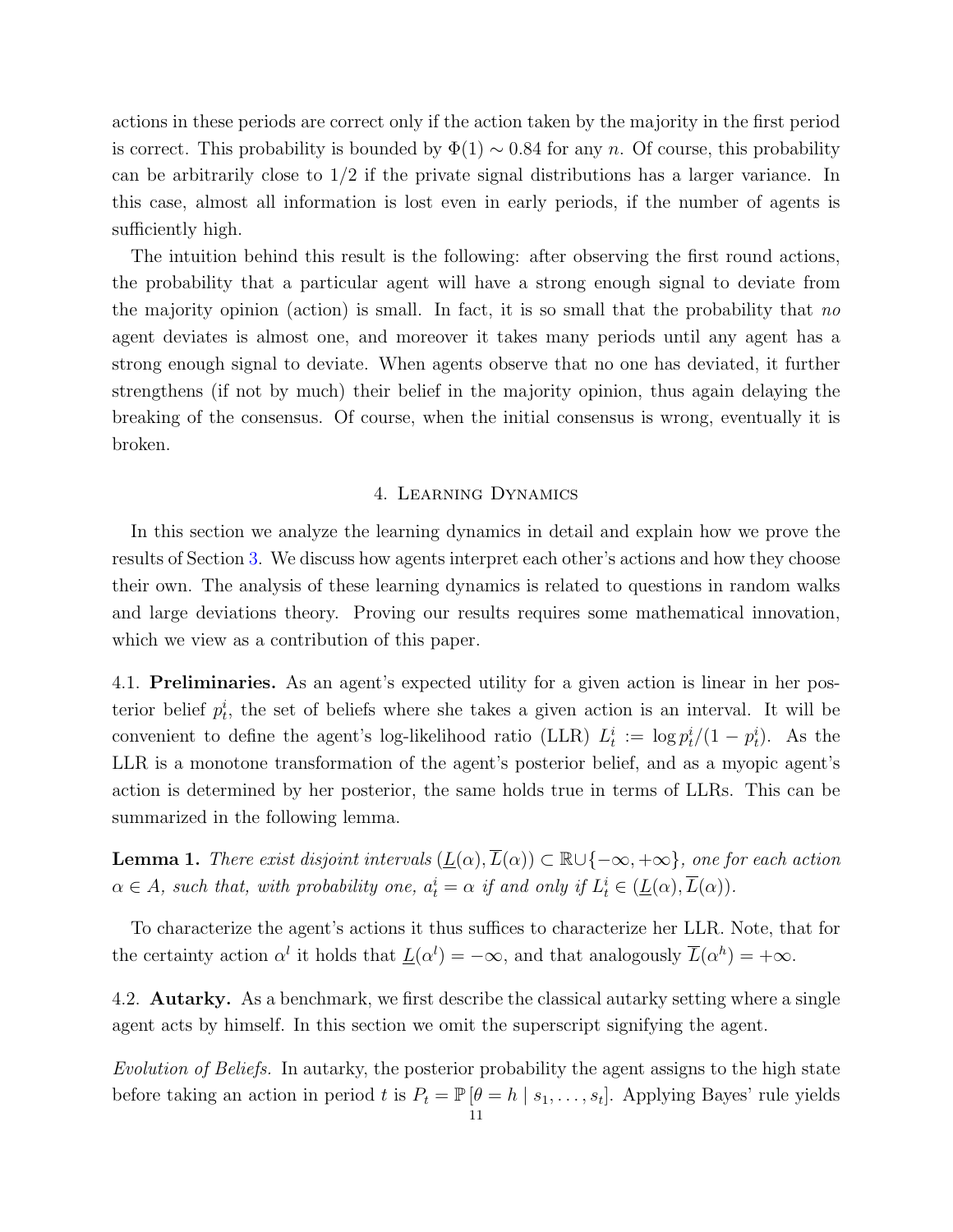actions in these periods are correct only if the action taken by the majority in the first period is correct. This probability is bounded by $\Phi(1) \sim 0.84$ for any $n$. Of course, this probability can be arbitrarily close to 1/2 if the private signal distributions has a larger variance. In this case, almost all information is lost even in early periods, if the number of agents is sufficiently high.

The intuition behind this result is the following: after observing the first round actions, the probability that a particular agent will have a strong enough signal to deviate from the majority opinion (action) is small. In fact, it is so small that the probability that *no* agent deviates is almost one, and moreover it takes many periods until any agent has a strong enough signal to deviate. When agents observe that no one has deviated, it further strengthens (if not by much) their belief in the majority opinion, thus again delaying the breaking of the consensus. Of course, when the initial consensus is wrong, eventually it is broken.

## 4. Learning Dynamics

In this section we analyze the learning dynamics in detail and explain how we prove the results of Section 3. We discuss how agents interpret each other's actions and how they choose their own. The analysis of these learning dynamics is related to questions in random walks and large deviations theory. Proving our results requires some mathematical innovation, which we view as a contribution of this paper.

4.1. **Preliminaries.** As an agent's expected utility for a given action is linear in her posterior belief $p_t^i$, the set of beliefs where she takes a given action is an interval. It will be convenient to define the agent's log-likelihood ratio (LLR) $L_t^i := \log p_t^i/(1-p_t^i)$. As the LLR is a monotone transformation of the agent's posterior belief, and as a myopic agent's action is determined by her posterior, the same holds true in terms of LLRs. This can be summarized in the following lemma.

**Lemma 1.** *There exist disjoint intervals $(\underline{L}(\alpha), \overline{L}(\alpha)) \subset \mathbb{R} \cup \{-\infty, +\infty\}$, one for each action $\alpha \in A$, such that, with probability one, $a_t^i = \alpha$ if and only if $L_t^i \in (\underline{L}(\alpha), \overline{L}(\alpha))$.*

To characterize the agent's actions it thus suffices to characterize her LLR. Note, that for the certainty action $\alpha^l$ it holds that $\underline{L}(\alpha^l) = -\infty$, and that analogously $\overline{L}(\alpha^h) = +\infty$.

4.2. **Autarky.** As a benchmark, we first describe the classical autarky setting where a single agent acts by himself. In this section we omit the superscript signifying the agent.

*Evolution of Beliefs.* In autarky, the posterior probability the agent assigns to the high state before taking an action in period $t$ is $P_t = \mathbb{P}\left[\theta = h \mid s_1, \ldots, s_t\right]$. Applying Bayes' rule yields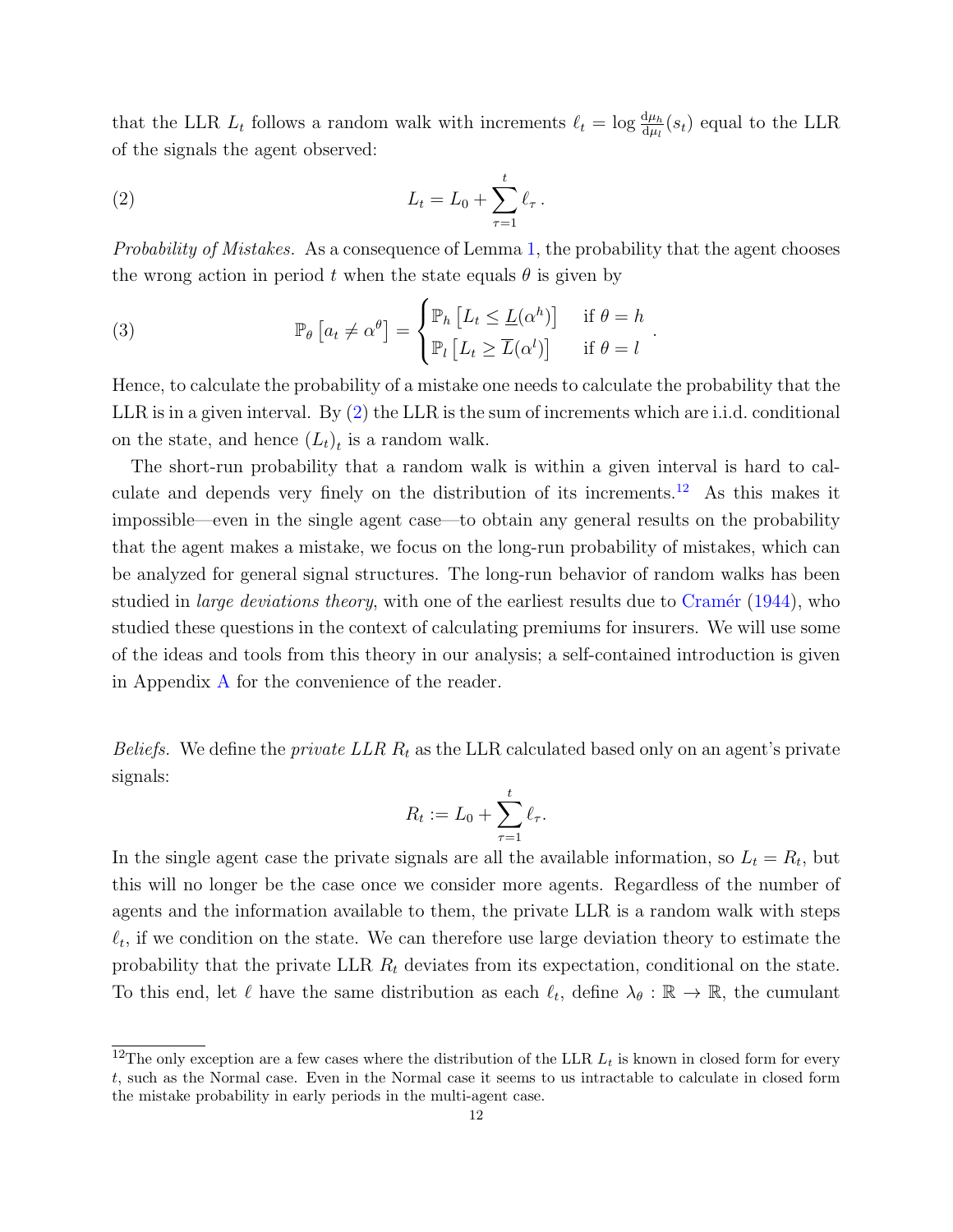that the LLR $L_t$ follows a random walk with increments $\ell_t = \log \frac{\mathrm{d}\mu_h}{\mathrm{d}\mu_l}(s_t)$ equal to the LLR of the signals the agent observed:

$$L_t = L_0 + \sum_{\tau=1}^{t} \ell_\tau \,. \tag{2}$$

*Probability of Mistakes.* As a consequence of Lemma 1, the probability that the agent chooses the wrong action in period $t$ when the state equals $\theta$ is given by

$$\mathbb{P}_\theta\left[a_t \neq \alpha^\theta\right] = \begin{cases} \mathbb{P}_h\left[L_t \leq \underline{L}(\alpha^h)\right] & \text{if } \theta = h \\ \mathbb{P}_l\left[L_t \geq \overline{L}(\alpha^l)\right] & \text{if } \theta = l \end{cases} . \tag{3}$$

Hence, to calculate the probability of a mistake one needs to calculate the probability that the LLR is in a given interval. By (2) the LLR is the sum of increments which are i.i.d. conditional on the state, and hence $(L_t)_t$ is a random walk.

The short-run probability that a random walk is within a given interval is hard to calculate and depends very finely on the distribution of its increments.[12] As this makes it impossible—even in the single agent case—to obtain any general results on the probability that the agent makes a mistake, we focus on the long-run probability of mistakes, which can be analyzed for general signal structures. The long-run behavior of random walks has been studied in *large deviations theory*, with one of the earliest results due to Cramér (1944), who studied these questions in the context of calculating premiums for insurers. We will use some of the ideas and tools from this theory in our analysis; a self-contained introduction is given in Appendix A for the convenience of the reader.

*Beliefs.* We define the *private LLR* $R_t$ as the LLR calculated based only on an agent's private signals:

$$R_t := L_0 + \sum_{\tau=1}^{t} \ell_\tau.$$

In the single agent case the private signals are all the available information, so $L_t = R_t$, but this will no longer be the case once we consider more agents. Regardless of the number of agents and the information available to them, the private LLR is a random walk with steps $\ell_t$, if we condition on the state. We can therefore use large deviation theory to estimate the probability that the private LLR $R_t$ deviates from its expectation, conditional on the state. To this end, let $\ell$ have the same distribution as each $\ell_t$, define $\lambda_\theta : \mathbb{R} \to \mathbb{R}$, the cumulant

[12] The only exception are a few cases where the distribution of the LLR $L_t$ is known in closed form for every $t$, such as the Normal case. Even in the Normal case it seems to us intractable to calculate in closed form the mistake probability in early periods in the multi-agent case.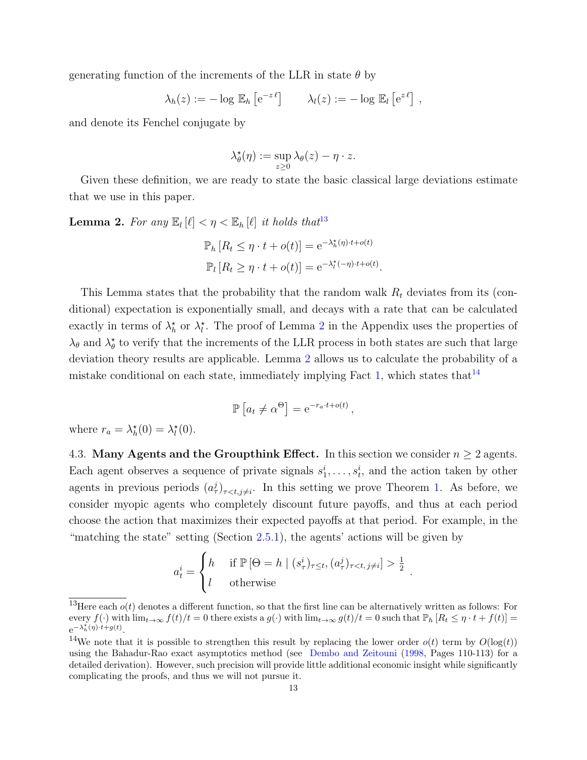generating function of the increments of the LLR in state $\theta$ by

$$\lambda_h(z) := -\log\, \mathbb{E}_h\left[\mathrm{e}^{-z\,\ell}\right] \qquad \lambda_l(z) := -\log\, \mathbb{E}_l\left[\mathrm{e}^{z\,\ell}\right]\,,$$

and denote its Fenchel conjugate by

$$\lambda^\star_\theta(\eta) := \sup_{z\geq 0} \lambda_\theta(z) - \eta\cdot z.$$

Given these definition, we are ready to state the basic classical large deviations estimate that we use in this paper.

**Lemma 2.** *For any $\mathbb{E}_l\left[\ell\right] < \eta < \mathbb{E}_h\left[\ell\right]$ it holds that*[13]

$$\mathbb{P}_h\left[R_t \leq \eta\cdot t + o(t)\right] = \mathrm{e}^{-\lambda^\star_h(\eta)\cdot t + o(t)}$$
$$\mathbb{P}_l\left[R_t \geq \eta\cdot t + o(t)\right] = \mathrm{e}^{-\lambda^\star_l(-\eta)\cdot t + o(t)}.$$

This Lemma states that the probability that the random walk $R_t$ deviates from its (conditional) expectation is exponentially small, and decays with a rate that can be calculated exactly in terms of $\lambda^\star_h$ or $\lambda^\star_l$. The proof of Lemma 2 in the Appendix uses the properties of $\lambda_\theta$ and $\lambda^\star_\theta$ to verify that the increments of the LLR process in both states are such that large deviation theory results are applicable. Lemma 2 allows us to calculate the probability of a mistake conditional on each state, immediately implying Fact 1, which states that[14]

$$\mathbb{P}\left[a_t \neq \alpha^\Theta\right] = \mathrm{e}^{-r_a\cdot t + o(t)}\,,$$

where $r_a = \lambda^\star_h(0) = \lambda^\star_l(0)$.

4.3. **Many Agents and the Groupthink Effect.** In this section we consider $n \geq 2$ agents. Each agent observes a sequence of private signals $s^i_1, \ldots, s^i_t$, and the action taken by other agents in previous periods $(a^j_\tau)_{\tau<t, j\neq i}$. In this setting we prove Theorem 1. As before, we consider myopic agents who completely discount future payoffs, and thus at each period choose the action that maximizes their expected payoffs at that period. For example, in the "matching the state" setting (Section 2.5.1), the agents' actions will be given by

$$a^i_t = \begin{cases} h & \text{if } \mathbb{P}\left[\Theta = h \mid (s^i_\tau)_{\tau\leq t}, (a^j_\tau)_{\tau<t,\, j\neq i}\right] > \frac{1}{2} \\ l & \text{otherwise} \end{cases}.$$

---

[13] Here each $o(t)$ denotes a different function, so that the first line can be alternatively written as follows: For every $f(\cdot)$ with $\lim_{t\to\infty} f(t)/t = 0$ there exists a $g(\cdot)$ with $\lim_{t\to\infty} g(t)/t = 0$ such that $\mathbb{P}_h\left[R_t \leq \eta\cdot t + f(t)\right] = \mathrm{e}^{-\lambda^\star_h(\eta)\cdot t + g(t)}$.

[14] We note that it is possible to strengthen this result by replacing the lower order $o(t)$ term by $O(\log(t))$ using the Bahadur-Rao exact asymptotics method (see Dembo and Zeitouni (1998, Pages 110-113) for a detailed derivation). However, such precision will provide little additional economic insight while significantly complicating the proofs, and thus we will not pursue it.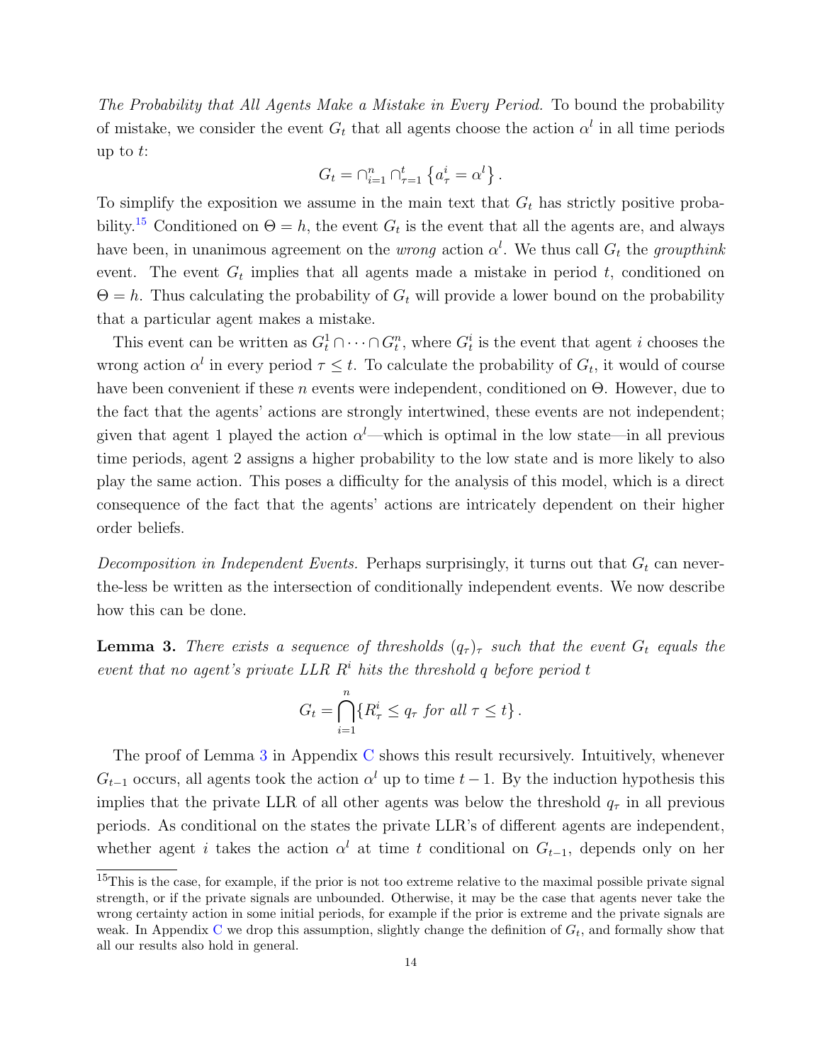*The Probability that All Agents Make a Mistake in Every Period.* To bound the probability of mistake, we consider the event $G_t$ that all agents choose the action $\alpha^l$ in all time periods up to $t$:

$$G_t = \cap_{i=1}^n \cap_{\tau=1}^t \left\{a_\tau^i = \alpha^l\right\}.$$

To simplify the exposition we assume in the main text that $G_t$ has strictly positive probability.[15] Conditioned on $\Theta = h$, the event $G_t$ is the event that all the agents are, and always have been, in unanimous agreement on the *wrong* action $\alpha^l$. We thus call $G_t$ the *groupthink* event. The event $G_t$ implies that all agents made a mistake in period $t$, conditioned on $\Theta = h$. Thus calculating the probability of $G_t$ will provide a lower bound on the probability that a particular agent makes a mistake.

This event can be written as $G_t^1 \cap \cdots \cap G_t^n$, where $G_t^i$ is the event that agent $i$ chooses the wrong action $\alpha^l$ in every period $\tau \leq t$. To calculate the probability of $G_t$, it would of course have been convenient if these $n$ events were independent, conditioned on $\Theta$. However, due to the fact that the agents' actions are strongly intertwined, these events are not independent; given that agent 1 played the action $\alpha^l$—which is optimal in the low state—in all previous time periods, agent 2 assigns a higher probability to the low state and is more likely to also play the same action. This poses a difficulty for the analysis of this model, which is a direct consequence of the fact that the agents' actions are intricately dependent on their higher order beliefs.

*Decomposition in Independent Events.* Perhaps surprisingly, it turns out that $G_t$ can never-the-less be written as the intersection of conditionally independent events. We now describe how this can be done.

**Lemma 3.** *There exists a sequence of thresholds $(q_\tau)_\tau$ such that the event $G_t$ equals the event that no agent's private LLR $R^i$ hits the threshold $q$ before period $t$*

$$G_t = \bigcap_{i=1}^n \{R_\tau^i \leq q_\tau \text{ for all } \tau \leq t\}.$$

The proof of Lemma 3 in Appendix C shows this result recursively. Intuitively, whenever $G_{t-1}$ occurs, all agents took the action $\alpha^l$ up to time $t-1$. By the induction hypothesis this implies that the private LLR of all other agents was below the threshold $q_\tau$ in all previous periods. As conditional on the states the private LLR's of different agents are independent, whether agent $i$ takes the action $\alpha^l$ at time $t$ conditional on $G_{t-1}$, depends only on her

---

[15] This is the case, for example, if the prior is not too extreme relative to the maximal possible private signal strength, or if the private signals are unbounded. Otherwise, it may be the case that agents never take the wrong certainty action in some initial periods, for example if the prior is extreme and the private signals are weak. In Appendix C we drop this assumption, slightly change the definition of $G_t$, and formally show that all our results also hold in general.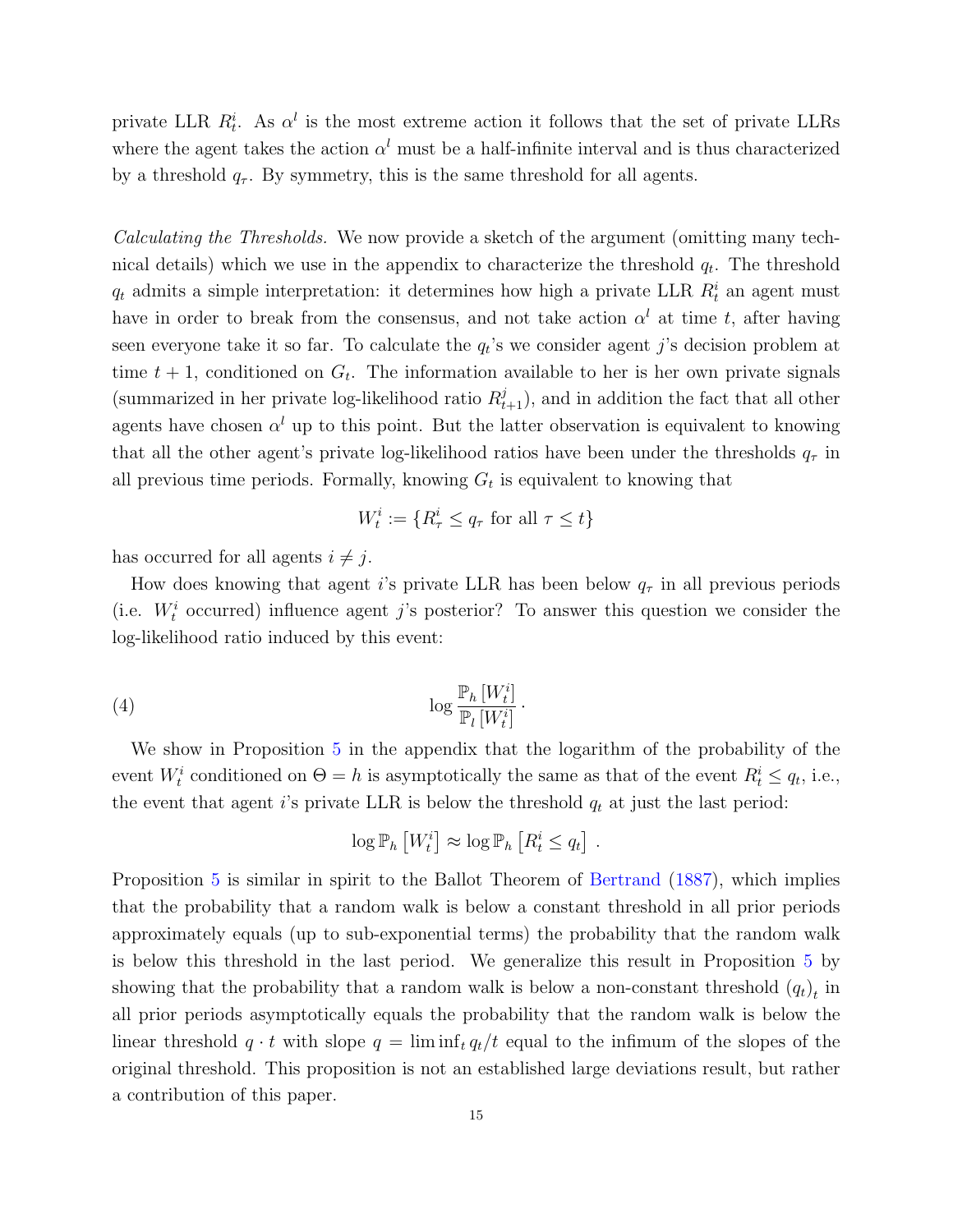private LLR $R_t^i$. As $\alpha^l$ is the most extreme action it follows that the set of private LLRs where the agent takes the action $\alpha^l$ must be a half-infinite interval and is thus characterized by a threshold $q_\tau$. By symmetry, this is the same threshold for all agents.

*Calculating the Thresholds.* We now provide a sketch of the argument (omitting many technical details) which we use in the appendix to characterize the threshold $q_t$. The threshold $q_t$ admits a simple interpretation: it determines how high a private LLR $R_t^i$ an agent must have in order to break from the consensus, and not take action $\alpha^l$ at time $t$, after having seen everyone take it so far. To calculate the $q_t$'s we consider agent $j$'s decision problem at time $t+1$, conditioned on $G_t$. The information available to her is her own private signals (summarized in her private log-likelihood ratio $R_{t+1}^j$), and in addition the fact that all other agents have chosen $\alpha^l$ up to this point. But the latter observation is equivalent to knowing that all the other agent's private log-likelihood ratios have been under the thresholds $q_\tau$ in all previous time periods. Formally, knowing $G_t$ is equivalent to knowing that

$$W_t^i := \{R_\tau^i \le q_\tau \text{ for all } \tau \le t\}$$

has occurred for all agents $i \neq j$.

How does knowing that agent $i$'s private LLR has been below $q_\tau$ in all previous periods (i.e. $W_t^i$ occurred) influence agent $j$'s posterior? To answer this question we consider the log-likelihood ratio induced by this event:

$$\log \frac{\mathbb{P}_h\left[W_t^i\right]}{\mathbb{P}_l\left[W_t^i\right]}. \tag{4}$$

We show in Proposition 5 in the appendix that the logarithm of the probability of the event $W_t^i$ conditioned on $\Theta = h$ is asymptotically the same as that of the event $R_t^i \le q_t$, i.e., the event that agent $i$'s private LLR is below the threshold $q_t$ at just the last period:

$$\log \mathbb{P}_h\left[W_t^i\right] \approx \log \mathbb{P}_h\left[R_t^i \le q_t\right].$$

Proposition 5 is similar in spirit to the Ballot Theorem of Bertrand (1887), which implies that the probability that a random walk is below a constant threshold in all prior periods approximately equals (up to sub-exponential terms) the probability that the random walk is below this threshold in the last period. We generalize this result in Proposition 5 by showing that the probability that a random walk is below a non-constant threshold $(q_t)_t$ in all prior periods asymptotically equals the probability that the random walk is below the linear threshold $q \cdot t$ with slope $q = \liminf_t q_t/t$ equal to the infimum of the slopes of the original threshold. This proposition is not an established large deviations result, but rather a contribution of this paper.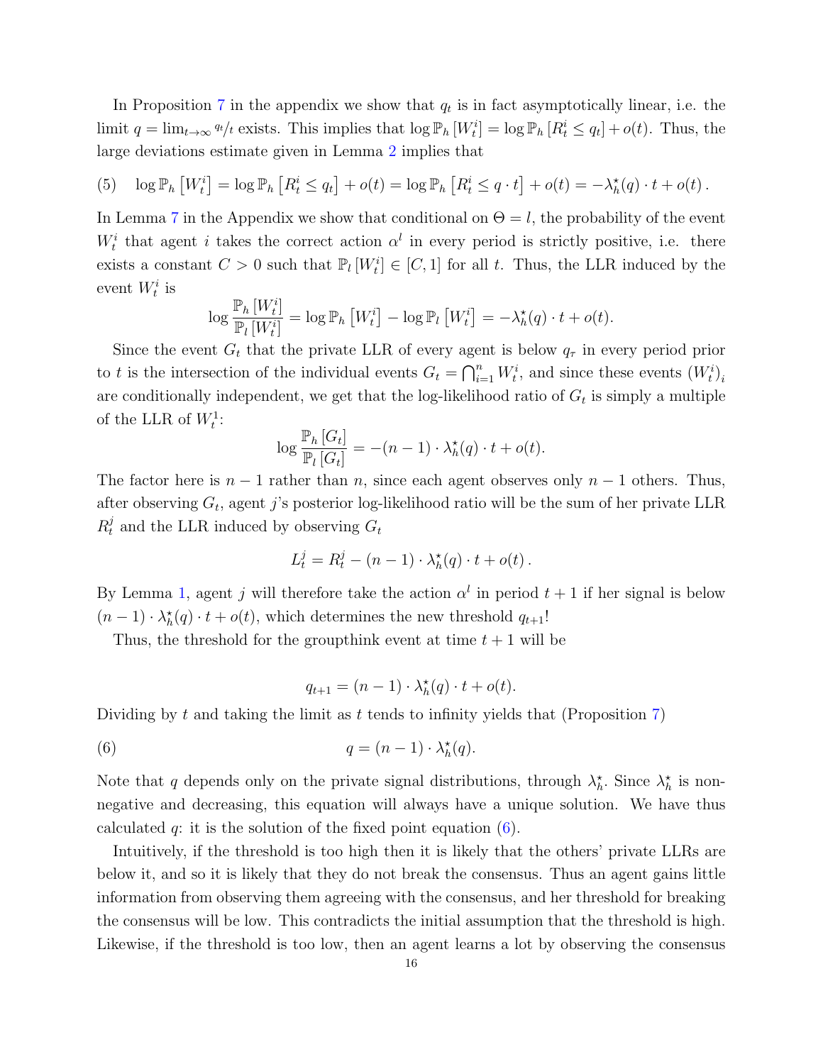In Proposition 7 in the appendix we show that $q_t$ is in fact asymptotically linear, i.e. the limit $q = \lim_{t\to\infty} q_t/t$ exists. This implies that $\log \mathbb{P}_h [W_t^i] = \log \mathbb{P}_h [R_t^i \leq q_t] + o(t)$. Thus, the large deviations estimate given in Lemma 2 implies that

$$\log \mathbb{P}_h \left[W_t^i\right] = \log \mathbb{P}_h \left[R_t^i \leq q_t\right] + o(t) = \log \mathbb{P}_h \left[R_t^i \leq q \cdot t\right] + o(t) = -\lambda_h^\star(q) \cdot t + o(t)\,. \tag{5}$$

In Lemma 7 in the Appendix we show that conditional on $\Theta = l$, the probability of the event $W_t^i$ that agent $i$ takes the correct action $\alpha^l$ in every period is strictly positive, i.e. there exists a constant $C > 0$ such that $\mathbb{P}_l [W_t^i] \in [C, 1]$ for all $t$. Thus, the LLR induced by the event $W_t^i$ is

$$\log \frac{\mathbb{P}_h [W_t^i]}{\mathbb{P}_l [W_t^i]} = \log \mathbb{P}_h \left[W_t^i\right] - \log \mathbb{P}_l \left[W_t^i\right] = -\lambda_h^\star(q) \cdot t + o(t).$$

Since the event $G_t$ that the private LLR of every agent is below $q_\tau$ in every period prior to $t$ is the intersection of the individual events $G_t = \bigcap_{i=1}^n W_t^i$, and since these events $(W_t^i)_i$ are conditionally independent, we get that the log-likelihood ratio of $G_t$ is simply a multiple of the LLR of $W_t^1$:

$$\log \frac{\mathbb{P}_h [G_t]}{\mathbb{P}_l [G_t]} = -(n-1) \cdot \lambda_h^\star(q) \cdot t + o(t).$$

The factor here is $n - 1$ rather than $n$, since each agent observes only $n - 1$ others. Thus, after observing $G_t$, agent $j$'s posterior log-likelihood ratio will be the sum of her private LLR $R_t^j$ and the LLR induced by observing $G_t$

$$L_t^j = R_t^j - (n-1) \cdot \lambda_h^\star(q) \cdot t + o(t)\,.$$

By Lemma 1, agent $j$ will therefore take the action $\alpha^l$ in period $t + 1$ if her signal is below $(n - 1) \cdot \lambda_h^\star(q) \cdot t + o(t)$, which determines the new threshold $q_{t+1}$!

Thus, the threshold for the groupthink event at time $t + 1$ will be

$$q_{t+1} = (n-1) \cdot \lambda_h^\star(q) \cdot t + o(t).$$

Dividing by $t$ and taking the limit as $t$ tends to infinity yields that (Proposition 7)

$$q = (n-1) \cdot \lambda_h^\star(q). \tag{6}$$

Note that $q$ depends only on the private signal distributions, through $\lambda_h^\star$. Since $\lambda_h^\star$ is non-negative and decreasing, this equation will always have a unique solution. We have thus calculated $q$: it is the solution of the fixed point equation (6).

Intuitively, if the threshold is too high then it is likely that the others' private LLRs are below it, and so it is likely that they do not break the consensus. Thus an agent gains little information from observing them agreeing with the consensus, and her threshold for breaking the consensus will be low. This contradicts the initial assumption that the threshold is high. Likewise, if the threshold is too low, then an agent learns a lot by observing the consensus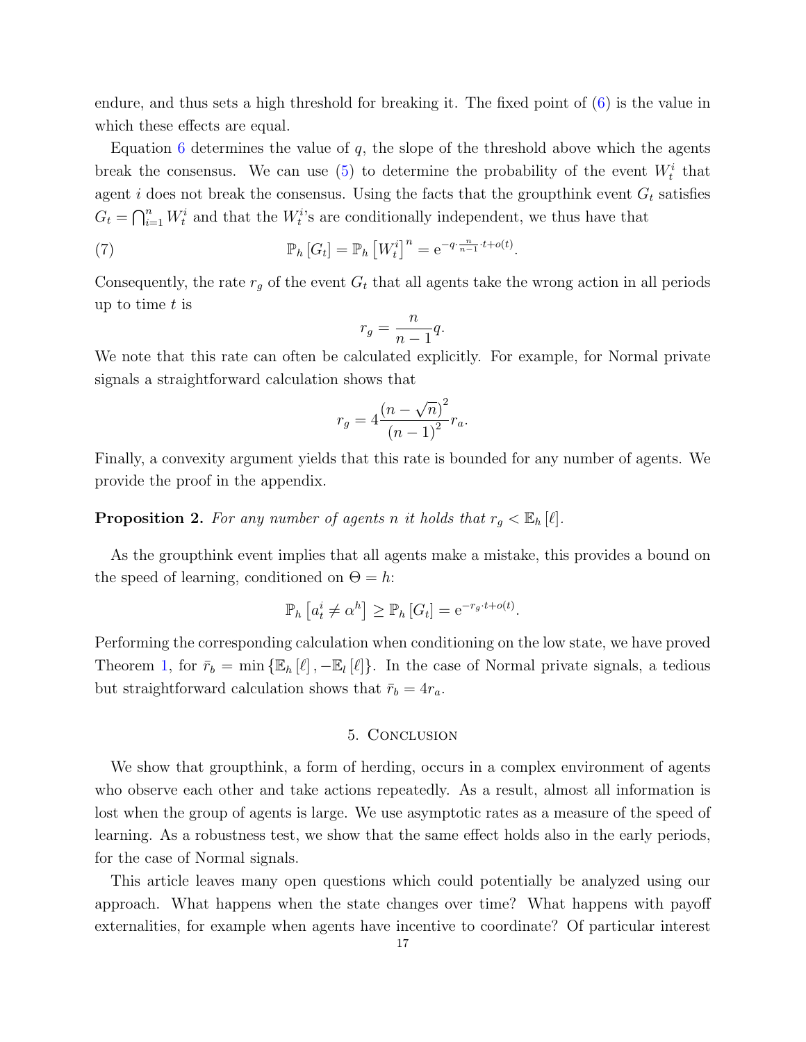endure, and thus sets a high threshold for breaking it. The fixed point of (6) is the value in which these effects are equal.

Equation 6 determines the value of $q$, the slope of the threshold above which the agents break the consensus. We can use (5) to determine the probability of the event $W_t^i$ that agent $i$ does not break the consensus. Using the facts that the groupthink event $G_t$ satisfies $G_t = \bigcap_{i=1}^n W_t^i$ and that the $W_t^i$'s are conditionally independent, we thus have that

$$\mathbb{P}_h\left[G_t\right] = \mathbb{P}_h\left[W_t^i\right]^n = \mathrm{e}^{-q\cdot\frac{n}{n-1}\cdot t+o(t)}. \tag{7}$$

Consequently, the rate $r_g$ of the event $G_t$ that all agents take the wrong action in all periods up to time $t$ is

$$r_g = \frac{n}{n-1}q.$$

We note that this rate can often be calculated explicitly. For example, for Normal private signals a straightforward calculation shows that

$$r_g = 4\frac{(n-\sqrt{n})^2}{(n-1)^2}r_a.$$

Finally, a convexity argument yields that this rate is bounded for any number of agents. We provide the proof in the appendix.

**Proposition 2.** *For any number of agents $n$ it holds that $r_g < \mathbb{E}_h[\ell]$.*

As the groupthink event implies that all agents make a mistake, this provides a bound on the speed of learning, conditioned on $\Theta = h$:

$$\mathbb{P}_h\left[a_t^i \neq \alpha^h\right] \geq \mathbb{P}_h\left[G_t\right] = \mathrm{e}^{-r_g\cdot t+o(t)}.$$

Performing the corresponding calculation when conditioning on the low state, we have proved Theorem 1, for $\bar{r}_b = \min\{\mathbb{E}_h[\ell], -\mathbb{E}_l[\ell]\}$. In the case of Normal private signals, a tedious but straightforward calculation shows that $\bar{r}_b = 4r_a$.

## 5. Conclusion

We show that groupthink, a form of herding, occurs in a complex environment of agents who observe each other and take actions repeatedly. As a result, almost all information is lost when the group of agents is large. We use asymptotic rates as a measure of the speed of learning. As a robustness test, we show that the same effect holds also in the early periods, for the case of Normal signals.

This article leaves many open questions which could potentially be analyzed using our approach. What happens when the state changes over time? What happens with payoff externalities, for example when agents have incentive to coordinate? Of particular interest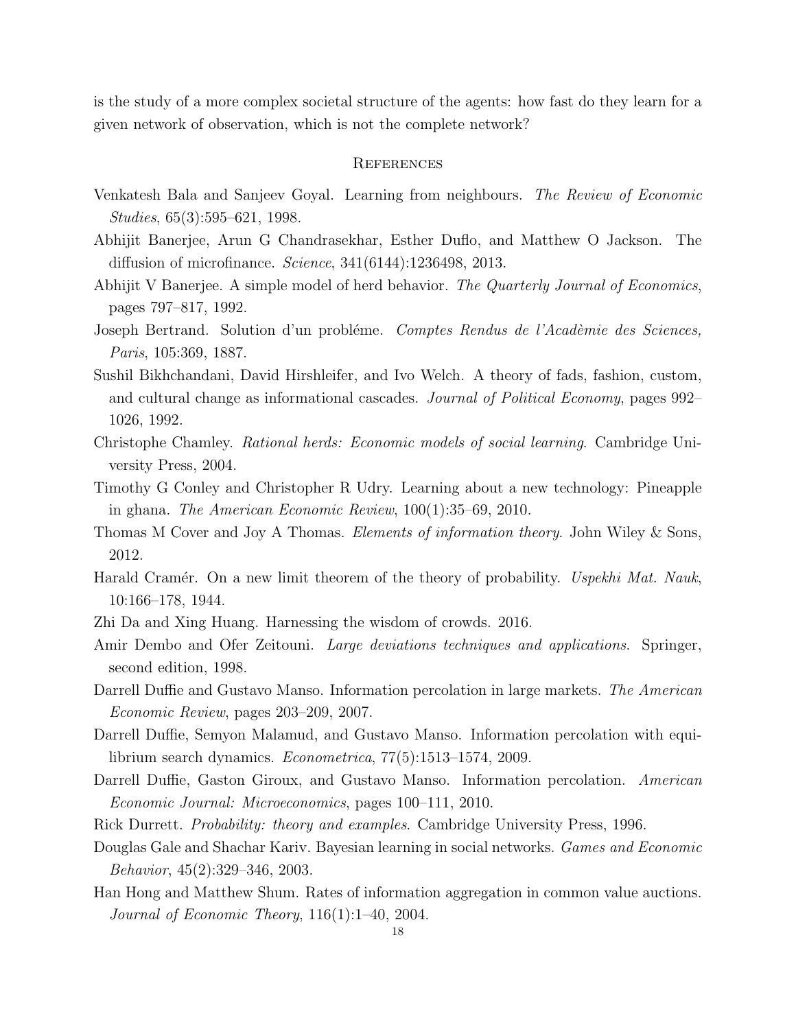is the study of a more complex societal structure of the agents: how fast do they learn for a given network of observation, which is not the complete network?

## References

Venkatesh Bala and Sanjeev Goyal. Learning from neighbours. *The Review of Economic Studies*, 65(3):595–621, 1998.

Abhijit Banerjee, Arun G Chandrasekhar, Esther Duflo, and Matthew O Jackson. The diffusion of microfinance. *Science*, 341(6144):1236498, 2013.

Abhijit V Banerjee. A simple model of herd behavior. *The Quarterly Journal of Economics*, pages 797–817, 1992.

Joseph Bertrand. Solution d'un probléme. *Comptes Rendus de l'Acadèmie des Sciences, Paris*, 105:369, 1887.

Sushil Bikhchandani, David Hirshleifer, and Ivo Welch. A theory of fads, fashion, custom, and cultural change as informational cascades. *Journal of Political Economy*, pages 992–1026, 1992.

Christophe Chamley. *Rational herds: Economic models of social learning*. Cambridge University Press, 2004.

Timothy G Conley and Christopher R Udry. Learning about a new technology: Pineapple in ghana. *The American Economic Review*, 100(1):35–69, 2010.

Thomas M Cover and Joy A Thomas. *Elements of information theory*. John Wiley & Sons, 2012.

Harald Cramér. On a new limit theorem of the theory of probability. *Uspekhi Mat. Nauk*, 10:166–178, 1944.

Zhi Da and Xing Huang. Harnessing the wisdom of crowds. 2016.

Amir Dembo and Ofer Zeitouni. *Large deviations techniques and applications*. Springer, second edition, 1998.

Darrell Duffie and Gustavo Manso. Information percolation in large markets. *The American Economic Review*, pages 203–209, 2007.

Darrell Duffie, Semyon Malamud, and Gustavo Manso. Information percolation with equilibrium search dynamics. *Econometrica*, 77(5):1513–1574, 2009.

Darrell Duffie, Gaston Giroux, and Gustavo Manso. Information percolation. *American Economic Journal: Microeconomics*, pages 100–111, 2010.

Rick Durrett. *Probability: theory and examples*. Cambridge University Press, 1996.

Douglas Gale and Shachar Kariv. Bayesian learning in social networks. *Games and Economic Behavior*, 45(2):329–346, 2003.

Han Hong and Matthew Shum. Rates of information aggregation in common value auctions. *Journal of Economic Theory*, 116(1):1–40, 2004.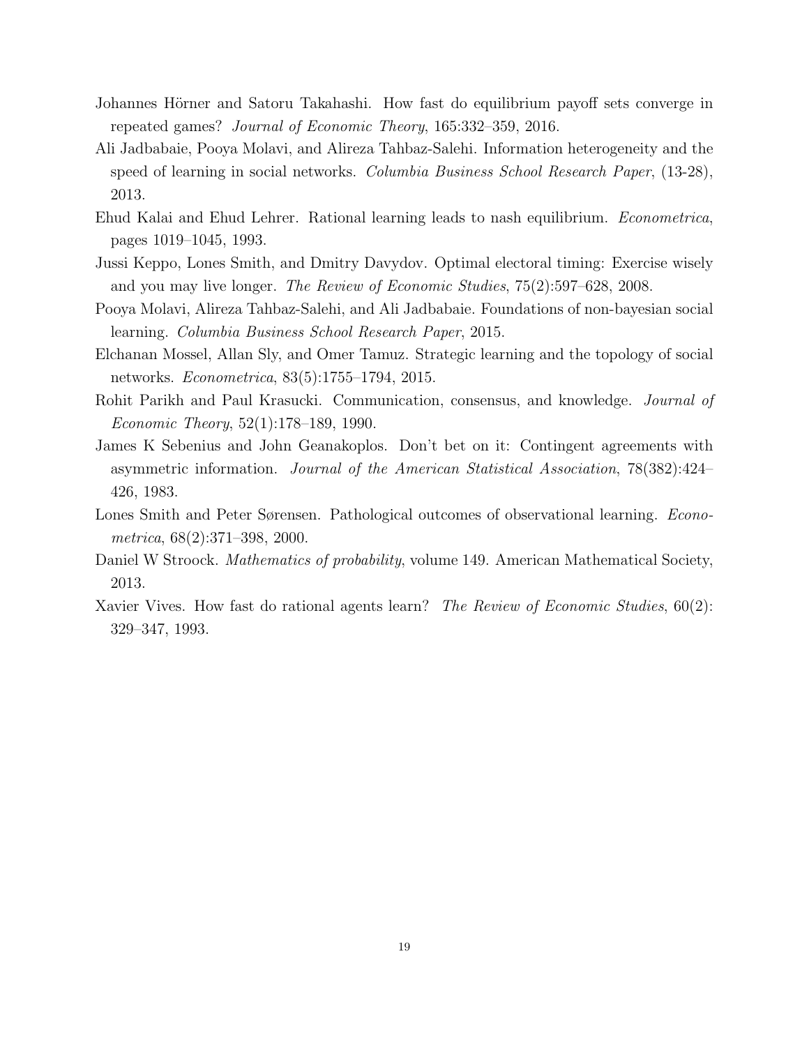Johannes Hörner and Satoru Takahashi. How fast do equilibrium payoff sets converge in repeated games? *Journal of Economic Theory*, 165:332–359, 2016.

Ali Jadbabaie, Pooya Molavi, and Alireza Tahbaz-Salehi. Information heterogeneity and the speed of learning in social networks. *Columbia Business School Research Paper*, (13-28), 2013.

Ehud Kalai and Ehud Lehrer. Rational learning leads to nash equilibrium. *Econometrica*, pages 1019–1045, 1993.

Jussi Keppo, Lones Smith, and Dmitry Davydov. Optimal electoral timing: Exercise wisely and you may live longer. *The Review of Economic Studies*, 75(2):597–628, 2008.

Pooya Molavi, Alireza Tahbaz-Salehi, and Ali Jadbabaie. Foundations of non-bayesian social learning. *Columbia Business School Research Paper*, 2015.

Elchanan Mossel, Allan Sly, and Omer Tamuz. Strategic learning and the topology of social networks. *Econometrica*, 83(5):1755–1794, 2015.

Rohit Parikh and Paul Krasucki. Communication, consensus, and knowledge. *Journal of Economic Theory*, 52(1):178–189, 1990.

James K Sebenius and John Geanakoplos. Don't bet on it: Contingent agreements with asymmetric information. *Journal of the American Statistical Association*, 78(382):424–426, 1983.

Lones Smith and Peter Sørensen. Pathological outcomes of observational learning. *Econometrica*, 68(2):371–398, 2000.

Daniel W Stroock. *Mathematics of probability*, volume 149. American Mathematical Society, 2013.

Xavier Vives. How fast do rational agents learn? *The Review of Economic Studies*, 60(2): 329–347, 1993.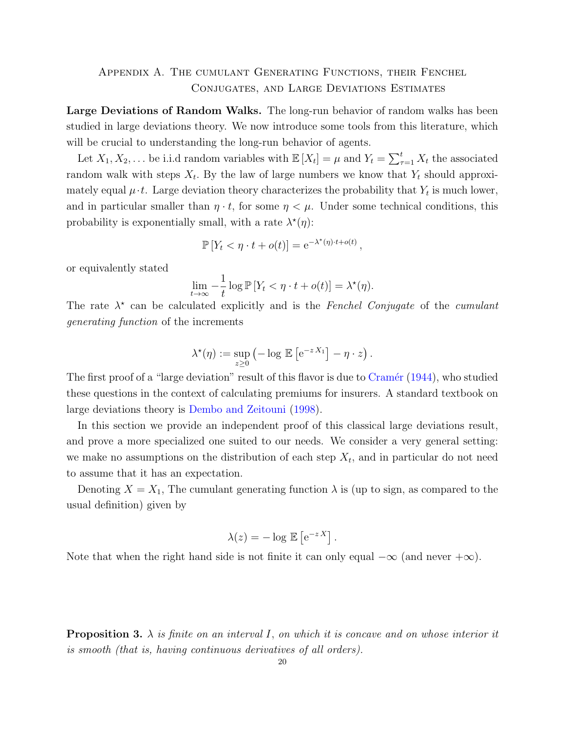## Appendix A. The cumulant Generating Functions, their Fenchel Conjugates, and Large Deviations Estimates

**Large Deviations of Random Walks.** The long-run behavior of random walks has been studied in large deviations theory. We now introduce some tools from this literature, which will be crucial to understanding the long-run behavior of agents.

Let $X_1, X_2, \ldots$ be i.i.d random variables with $\mathbb{E}[X_t] = \mu$ and $Y_t = \sum_{\tau=1}^{t} X_t$ the associated random walk with steps $X_t$. By the law of large numbers we know that $Y_t$ should approximately equal $\mu \cdot t$. Large deviation theory characterizes the probability that $Y_t$ is much lower, and in particular smaller than $\eta \cdot t$, for some $\eta < \mu$. Under some technical conditions, this probability is exponentially small, with a rate $\lambda^\star(\eta)$:

$$\mathbb{P}[Y_t < \eta \cdot t + o(t)] = \mathrm{e}^{-\lambda^\star(\eta) \cdot t + o(t)},$$

or equivalently stated

$$\lim_{t \to \infty} -\frac{1}{t} \log \mathbb{P}[Y_t < \eta \cdot t + o(t)] = \lambda^\star(\eta).$$

The rate $\lambda^\star$ can be calculated explicitly and is the *Fenchel Conjugate* of the *cumulant generating function* of the increments

$$\lambda^\star(\eta) := \sup_{z \geq 0} \left( -\log \mathbb{E}\left[\mathrm{e}^{-z X_1}\right] - \eta \cdot z \right).$$

The first proof of a "large deviation" result of this flavor is due to Cramér (1944), who studied these questions in the context of calculating premiums for insurers. A standard textbook on large deviations theory is Dembo and Zeitouni (1998).

In this section we provide an independent proof of this classical large deviations result, and prove a more specialized one suited to our needs. We consider a very general setting: we make no assumptions on the distribution of each step $X_t$, and in particular do not need to assume that it has an expectation.

Denoting $X = X_1$, The cumulant generating function $\lambda$ is (up to sign, as compared to the usual definition) given by

$$\lambda(z) = -\log \mathbb{E}\left[\mathrm{e}^{-z X}\right].$$

Note that when the right hand side is not finite it can only equal $-\infty$ (and never $+\infty$).

**Proposition 3.** *$\lambda$ is finite on an interval $I$, on which it is concave and on whose interior it is smooth (that is, having continuous derivatives of all orders).*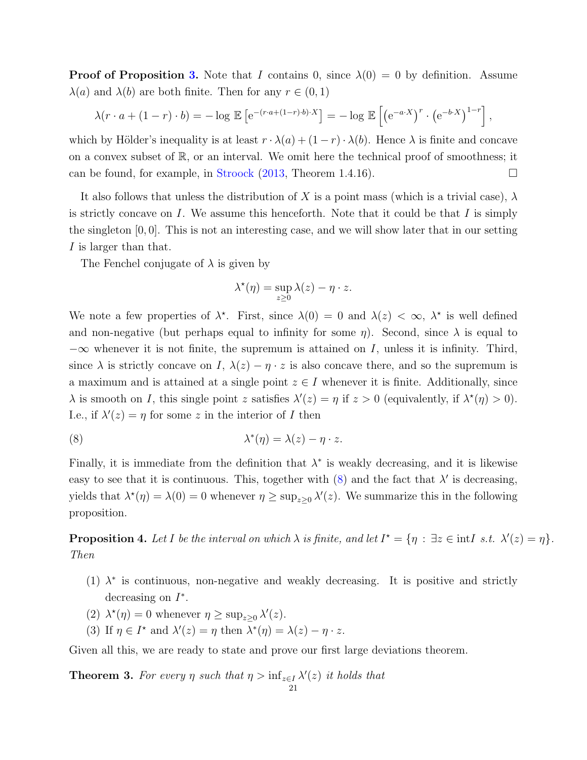**Proof of Proposition 3.** Note that $I$ contains 0, since $\lambda(0) = 0$ by definition. Assume $\lambda(a)$ and $\lambda(b)$ are both finite. Then for any $r \in (0,1)$

$$\lambda(r \cdot a + (1-r) \cdot b) = -\log \mathbb{E}\left[\mathrm{e}^{-(r \cdot a + (1-r) \cdot b) \cdot X}\right] = -\log \mathbb{E}\left[\left(\mathrm{e}^{-a \cdot X}\right)^r \cdot \left(\mathrm{e}^{-b \cdot X}\right)^{1-r}\right],$$

which by Hölder's inequality is at least $r \cdot \lambda(a) + (1-r) \cdot \lambda(b)$. Hence $\lambda$ is finite and concave on a convex subset of $\mathbb{R}$, or an interval. We omit here the technical proof of smoothness; it can be found, for example, in Stroock (2013, Theorem 1.4.16). □

It also follows that unless the distribution of $X$ is a point mass (which is a trivial case), $\lambda$ is strictly concave on $I$. We assume this henceforth. Note that it could be that $I$ is simply the singleton $[0,0]$. This is not an interesting case, and we will show later that in our setting $I$ is larger than that.

The Fenchel conjugate of $\lambda$ is given by

$$\lambda^\star(\eta) = \sup_{z \geq 0} \lambda(z) - \eta \cdot z.$$

We note a few properties of $\lambda^\star$. First, since $\lambda(0) = 0$ and $\lambda(z) < \infty$, $\lambda^\star$ is well defined and non-negative (but perhaps equal to infinity for some $\eta$). Second, since $\lambda$ is equal to $-\infty$ whenever it is not finite, the supremum is attained on $I$, unless it is infinity. Third, since $\lambda$ is strictly concave on $I$, $\lambda(z) - \eta \cdot z$ is also concave there, and so the supremum is a maximum and is attained at a single point $z \in I$ whenever it is finite. Additionally, since $\lambda$ is smooth on $I$, this single point $z$ satisfies $\lambda'(z) = \eta$ if $z > 0$ (equivalently, if $\lambda^\star(\eta) > 0$). I.e., if $\lambda'(z) = \eta$ for some $z$ in the interior of $I$ then

$$\lambda^*(\eta) = \lambda(z) - \eta \cdot z. \tag{8}$$

Finally, it is immediate from the definition that $\lambda^*$ is weakly decreasing, and it is likewise easy to see that it is continuous. This, together with (8) and the fact that $\lambda'$ is decreasing, yields that $\lambda^\star(\eta) = \lambda(0) = 0$ whenever $\eta \geq \sup_{z \geq 0} \lambda'(z)$. We summarize this in the following proposition.

**Proposition 4.** *Let $I$ be the interval on which $\lambda$ is finite, and let $I^\star = \{\eta : \exists z \in \mathrm{int} I \text{ s.t. } \lambda'(z) = \eta\}$. Then*

1. *$\lambda^*$ is continuous, non-negative and weakly decreasing. It is positive and strictly decreasing on $I^*$.*
2. *$\lambda^\star(\eta) = 0$ whenever $\eta \geq \sup_{z \geq 0} \lambda'(z)$.*
3. *If $\eta \in I^\star$ and $\lambda'(z) = \eta$ then $\lambda^*(\eta) = \lambda(z) - \eta \cdot z$.*

Given all this, we are ready to state and prove our first large deviations theorem.

**Theorem 3.** *For every $\eta$ such that $\eta > \inf_{z \in I} \lambda'(z)$ it holds that*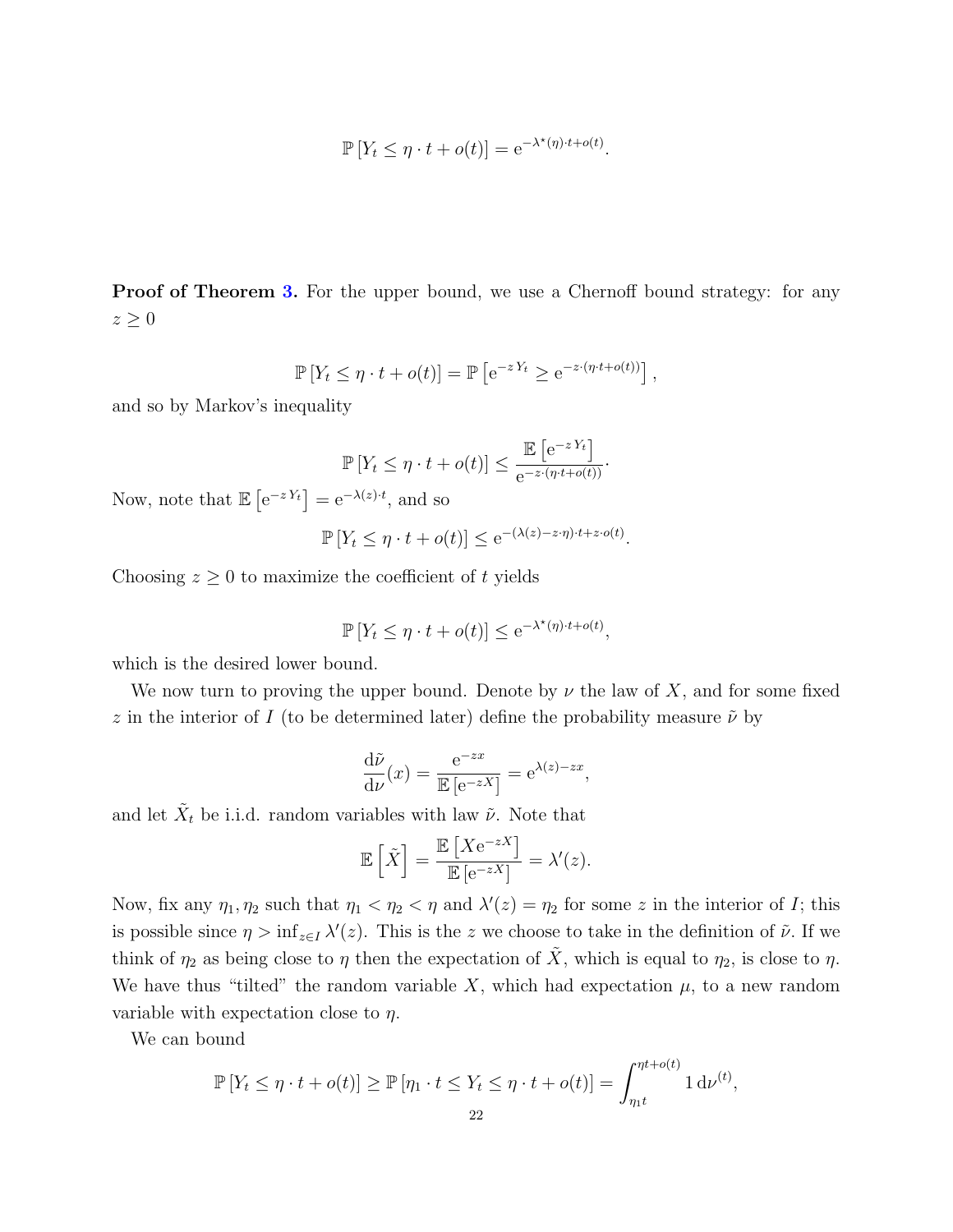$$\mathbb{P}\left[Y_t \leq \eta \cdot t + o(t)\right] = \mathrm{e}^{-\lambda^\star(\eta)\cdot t + o(t)}.$$

**Proof of Theorem 3.** For the upper bound, we use a Chernoff bound strategy: for any $z \geq 0$

$$\mathbb{P}\left[Y_t \leq \eta \cdot t + o(t)\right] = \mathbb{P}\left[\mathrm{e}^{-z\,Y_t} \geq \mathrm{e}^{-z\cdot(\eta\cdot t + o(t))}\right],$$

and so by Markov's inequality

$$\mathbb{P}\left[Y_t \leq \eta \cdot t + o(t)\right] \leq \frac{\mathbb{E}\left[\mathrm{e}^{-z\,Y_t}\right]}{\mathrm{e}^{-z\cdot(\eta\cdot t + o(t))}}.$$

Now, note that $\mathbb{E}\left[\mathrm{e}^{-z\,Y_t}\right] = \mathrm{e}^{-\lambda(z)\cdot t}$, and so

$$\mathbb{P}\left[Y_t \leq \eta \cdot t + o(t)\right] \leq \mathrm{e}^{-(\lambda(z) - z\cdot\eta)\cdot t + z\cdot o(t)}.$$

Choosing $z \geq 0$ to maximize the coefficient of $t$ yields

$$\mathbb{P}\left[Y_t \leq \eta \cdot t + o(t)\right] \leq \mathrm{e}^{-\lambda^\star(\eta)\cdot t + o(t)},$$

which is the desired lower bound.

We now turn to proving the upper bound. Denote by $\nu$ the law of $X$, and for some fixed $z$ in the interior of $I$ (to be determined later) define the probability measure $\tilde{\nu}$ by

$$\frac{\mathrm{d}\tilde{\nu}}{\mathrm{d}\nu}(x) = \frac{\mathrm{e}^{-zx}}{\mathbb{E}\left[\mathrm{e}^{-zX}\right]} = \mathrm{e}^{\lambda(z) - zx},$$

and let $\tilde{X}_t$ be i.i.d. random variables with law $\tilde{\nu}$. Note that

$$\mathbb{E}\left[\tilde{X}\right] = \frac{\mathbb{E}\left[X\mathrm{e}^{-zX}\right]}{\mathbb{E}\left[\mathrm{e}^{-zX}\right]} = \lambda'(z).$$

Now, fix any $\eta_1, \eta_2$ such that $\eta_1 < \eta_2 < \eta$ and $\lambda'(z) = \eta_2$ for some $z$ in the interior of $I$; this is possible since $\eta > \inf_{z\in I} \lambda'(z)$. This is the $z$ we choose to take in the definition of $\tilde{\nu}$. If we think of $\eta_2$ as being close to $\eta$ then the expectation of $\tilde{X}$, which is equal to $\eta_2$, is close to $\eta$. We have thus "tilted" the random variable $X$, which had expectation $\mu$, to a new random variable with expectation close to $\eta$.

We can bound

$$\mathbb{P}\left[Y_t \leq \eta \cdot t + o(t)\right] \geq \mathbb{P}\left[\eta_1 \cdot t \leq Y_t \leq \eta \cdot t + o(t)\right] = \int_{\eta_1 t}^{\eta t + o(t)} 1 \,\mathrm{d}\nu^{(t)},$$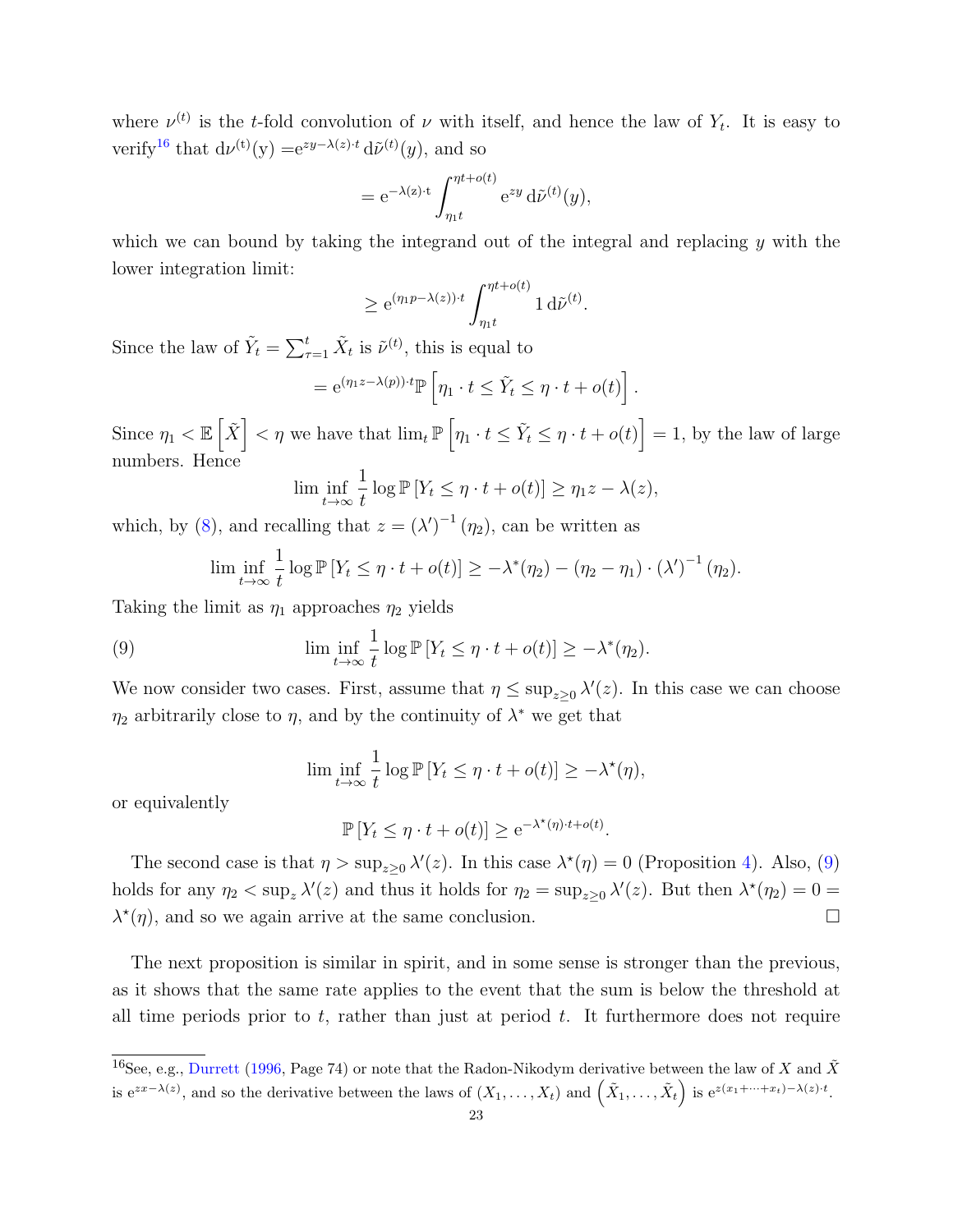where $\nu^{(t)}$ is the $t$-fold convolution of $\nu$ with itself, and hence the law of $Y_t$. It is easy to verify[16] that $\mathrm{d}\nu^{(\mathrm{t})}(\mathrm{y}) = \mathrm{e}^{zy-\lambda(z)\cdot t}\,\mathrm{d}\tilde{\nu}^{(t)}(y)$, and so

$$= \mathrm{e}^{-\lambda(z)\cdot \mathrm{t}} \int_{\eta_1 t}^{\eta t + o(t)} \mathrm{e}^{zy}\,\mathrm{d}\tilde{\nu}^{(t)}(y),$$

which we can bound by taking the integrand out of the integral and replacing $y$ with the lower integration limit:

$$\geq \mathrm{e}^{(\eta_1 p - \lambda(z))\cdot t} \int_{\eta_1 t}^{\eta t + o(t)} 1\,\mathrm{d}\tilde{\nu}^{(t)}.$$

Since the law of $\tilde{Y}_t = \sum_{\tau=1}^{t} \tilde{X}_t$ is $\tilde{\nu}^{(t)}$, this is equal to

$$= \mathrm{e}^{(\eta_1 z - \lambda(p))\cdot t}\,\mathbb{P}\left[\eta_1 \cdot t \leq \tilde{Y}_t \leq \eta \cdot t + o(t)\right].$$

Since $\eta_1 < \mathbb{E}\left[\tilde{X}\right] < \eta$ we have that $\lim_t \mathbb{P}\left[\eta_1 \cdot t \leq \tilde{Y}_t \leq \eta \cdot t + o(t)\right] = 1$, by the law of large numbers. Hence

$$\liminf_{t\to\infty} \frac{1}{t} \log \mathbb{P}\left[Y_t \leq \eta \cdot t + o(t)\right] \geq \eta_1 z - \lambda(z),$$

which, by (8), and recalling that $z = (\lambda')^{-1}(\eta_2)$, can be written as

$$\liminf_{t\to\infty} \frac{1}{t} \log \mathbb{P}\left[Y_t \leq \eta \cdot t + o(t)\right] \geq -\lambda^{*}(\eta_2) - (\eta_2 - \eta_1)\cdot (\lambda')^{-1}(\eta_2).$$

Taking the limit as $\eta_1$ approaches $\eta_2$ yields

$$\liminf_{t\to\infty} \frac{1}{t} \log \mathbb{P}\left[Y_t \leq \eta \cdot t + o(t)\right] \geq -\lambda^{*}(\eta_2). \tag{9}$$

We now consider two cases. First, assume that $\eta \leq \sup_{z\geq 0} \lambda'(z)$. In this case we can choose $\eta_2$ arbitrarily close to $\eta$, and by the continuity of $\lambda^*$ we get that

$$\liminf_{t\to\infty} \frac{1}{t} \log \mathbb{P}\left[Y_t \leq \eta \cdot t + o(t)\right] \geq -\lambda^{\star}(\eta),$$

or equivalently

$$\mathbb{P}\left[Y_t \leq \eta \cdot t + o(t)\right] \geq \mathrm{e}^{-\lambda^{\star}(\eta)\cdot t + o(t)}.$$

The second case is that $\eta > \sup_{z\geq 0} \lambda'(z)$. In this case $\lambda^{\star}(\eta) = 0$ (Proposition 4). Also, (9) holds for any $\eta_2 < \sup_z \lambda'(z)$ and thus it holds for $\eta_2 = \sup_{z\geq 0} \lambda'(z)$. But then $\lambda^{\star}(\eta_2) = 0 = \lambda^{\star}(\eta)$, and so we again arrive at the same conclusion. $\square$

The next proposition is similar in spirit, and in some sense is stronger than the previous, as it shows that the same rate applies to the event that the sum is below the threshold at all time periods prior to $t$, rather than just at period $t$. It furthermore does not require

[16] See, e.g., Durrett (1996, Page 74) or note that the Radon-Nikodym derivative between the law of $X$ and $\tilde{X}$ is $\mathrm{e}^{zx-\lambda(z)}$, and so the derivative between the laws of $(X_1, \ldots, X_t)$ and $\left(\tilde{X}_1, \ldots, \tilde{X}_t\right)$ is $\mathrm{e}^{z(x_1+\cdots+x_t)-\lambda(z)\cdot t}$.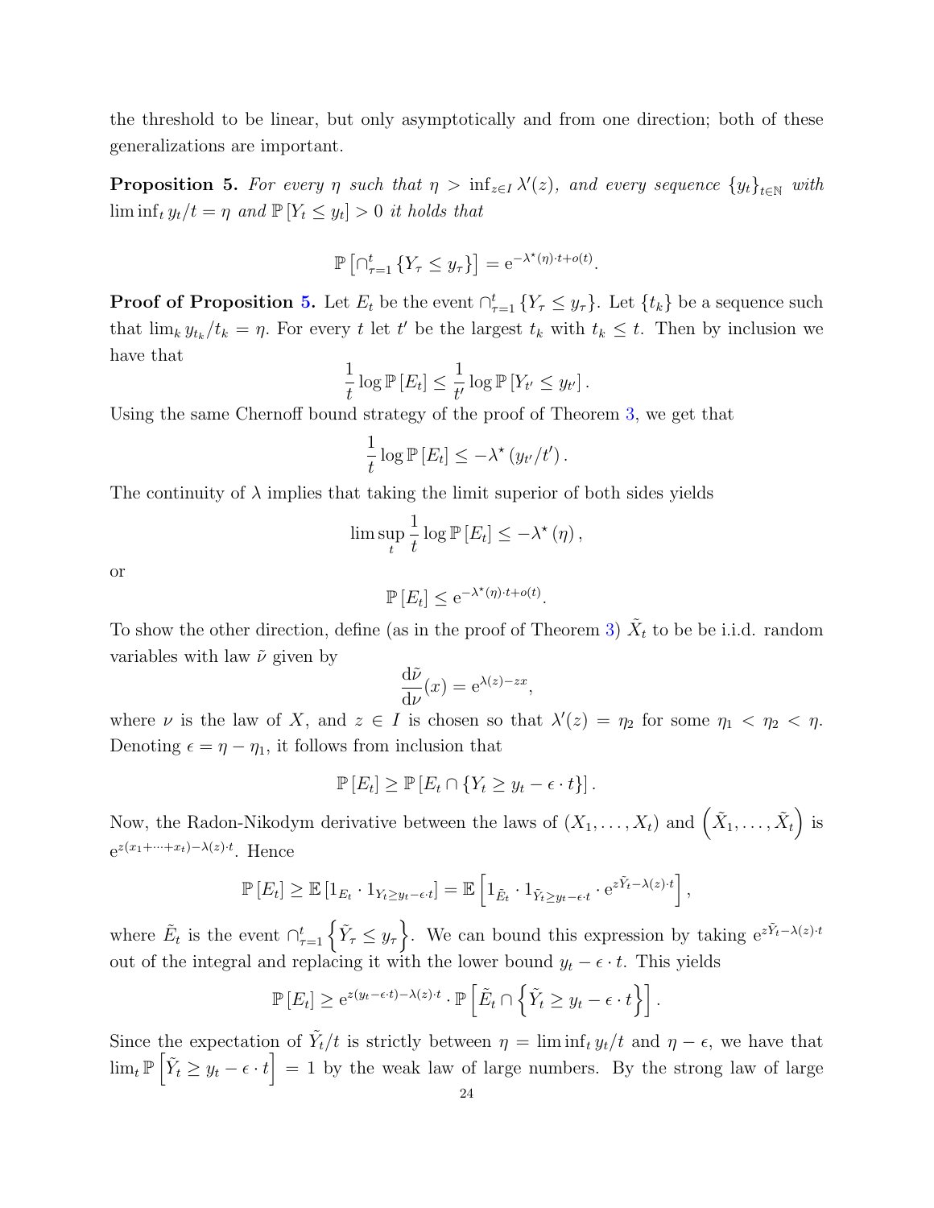the threshold to be linear, but only asymptotically and from one direction; both of these generalizations are important.

**Proposition 5.** *For every $\eta$ such that $\eta > \inf_{z \in I} \lambda'(z)$, and every sequence $\{y_t\}_{t\in\mathbb{N}}$ with $\liminf_t y_t/t = \eta$ and $\mathbb{P}[Y_t \leq y_t] > 0$ it holds that*

$$\mathbb{P}\left[\cap_{\tau=1}^{t}\{Y_\tau \leq y_\tau\}\right] = \mathrm{e}^{-\lambda^\star(\eta)\cdot t + o(t)}.$$

**Proof of Proposition 5.** Let $E_t$ be the event $\cap_{\tau=1}^{t}\{Y_\tau \leq y_\tau\}$. Let $\{t_k\}$ be a sequence such that $\lim_k y_{t_k}/t_k = \eta$. For every $t$ let $t'$ be the largest $t_k$ with $t_k \leq t$. Then by inclusion we have that

$$\frac{1}{t}\log \mathbb{P}[E_t] \leq \frac{1}{t'}\log \mathbb{P}[Y_{t'} \leq y_{t'}].$$

Using the same Chernoff bound strategy of the proof of Theorem 3, we get that

$$\frac{1}{t}\log \mathbb{P}[E_t] \leq -\lambda^\star(y_{t'}/t').$$

The continuity of $\lambda$ implies that taking the limit superior of both sides yields

$$\limsup_t \frac{1}{t}\log \mathbb{P}[E_t] \leq -\lambda^\star(\eta),$$

or

$$\mathbb{P}[E_t] \leq \mathrm{e}^{-\lambda^\star(\eta)\cdot t + o(t)}.$$

To show the other direction, define (as in the proof of Theorem 3) $\tilde{X}_t$ to be be i.i.d. random variables with law $\tilde{\nu}$ given by

$$\frac{\mathrm{d}\tilde{\nu}}{\mathrm{d}\nu}(x) = \mathrm{e}^{\lambda(z) - zx},$$

where $\nu$ is the law of $X$, and $z \in I$ is chosen so that $\lambda'(z) = \eta_2$ for some $\eta_1 < \eta_2 < \eta$. Denoting $\epsilon = \eta - \eta_1$, it follows from inclusion that

$$\mathbb{P}[E_t] \geq \mathbb{P}[E_t \cap \{Y_t \geq y_t - \epsilon \cdot t\}].$$

Now, the Radon-Nikodym derivative between the laws of $(X_1, \ldots, X_t)$ and $\left(\tilde{X}_1, \ldots, \tilde{X}_t\right)$ is $\mathrm{e}^{z(x_1 + \cdots + x_t) - \lambda(z)\cdot t}$. Hence

$$\mathbb{P}[E_t] \geq \mathbb{E}\left[1_{E_t} \cdot 1_{Y_t \geq y_t - \epsilon\cdot t}\right] = \mathbb{E}\left[1_{\tilde{E}_t} \cdot 1_{\tilde{Y}_t \geq y_t - \epsilon \cdot t} \cdot \mathrm{e}^{z\tilde{Y}_t - \lambda(z)\cdot t}\right],$$

where $\tilde{E}_t$ is the event $\cap_{\tau=1}^{t}\left\{\tilde{Y}_\tau \leq y_\tau\right\}$. We can bound this expression by taking $\mathrm{e}^{z\tilde{Y}_t - \lambda(z)\cdot t}$ out of the integral and replacing it with the lower bound $y_t - \epsilon \cdot t$. This yields

$$\mathbb{P}[E_t] \geq \mathrm{e}^{z(y_t - \epsilon\cdot t) - \lambda(z)\cdot t} \cdot \mathbb{P}\left[\tilde{E}_t \cap \left\{\tilde{Y}_t \geq y_t - \epsilon \cdot t\right\}\right].$$

Since the expectation of $\tilde{Y}_t/t$ is strictly between $\eta = \liminf_t y_t/t$ and $\eta - \epsilon$, we have that $\lim_t \mathbb{P}\left[\tilde{Y}_t \geq y_t - \epsilon \cdot t\right] = 1$ by the weak law of large numbers. By the strong law of large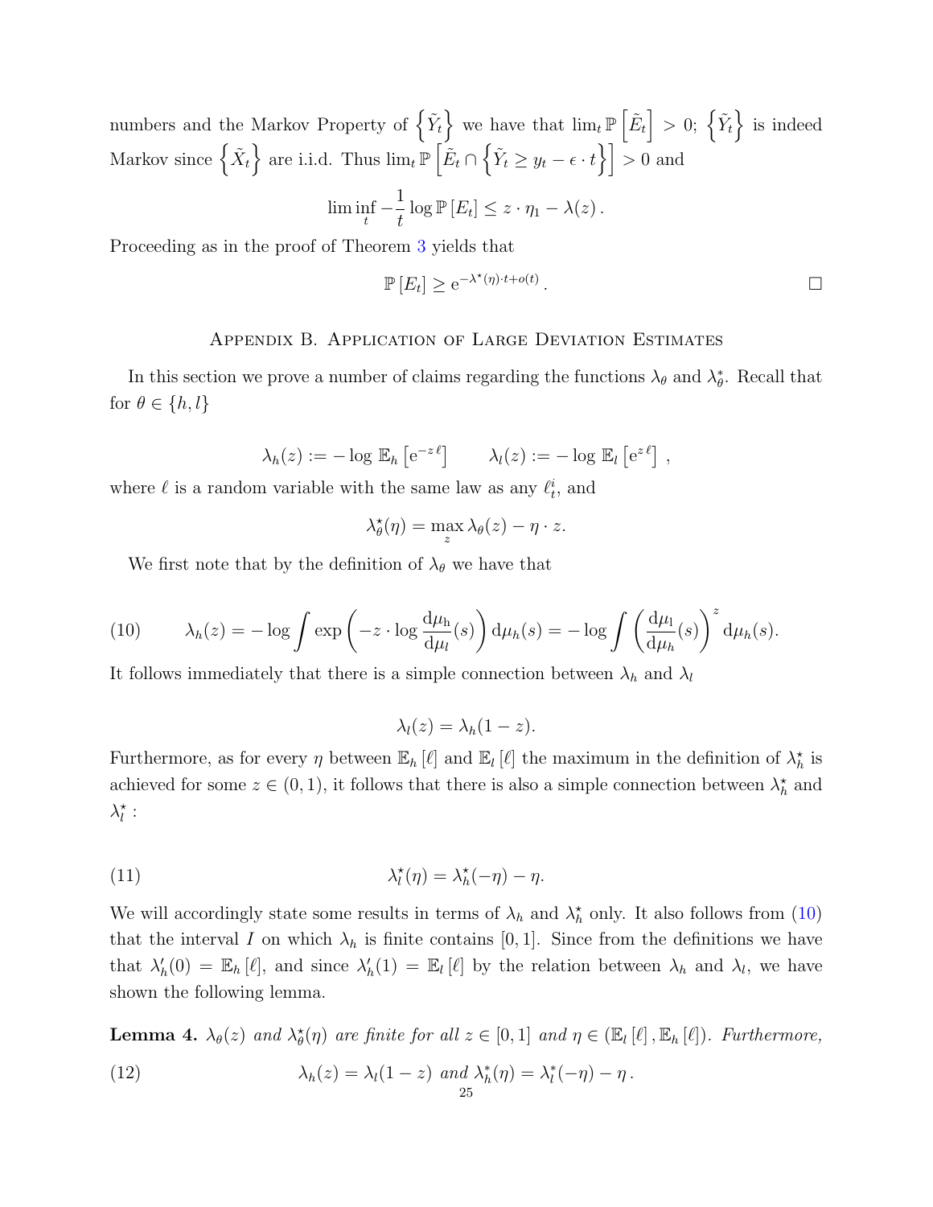numbers and the Markov Property of $\left\{\tilde{Y}_t\right\}$ we have that $\lim_t \mathbb{P}\left[\tilde{E}_t\right] > 0$; $\left\{\tilde{Y}_t\right\}$ is indeed Markov since $\left\{\tilde{X}_t\right\}$ are i.i.d. Thus $\lim_t \mathbb{P}\left[\tilde{E}_t \cap \left\{\tilde{Y}_t \geq y_t - \epsilon \cdot t\right\}\right] > 0$ and

$$\liminf_t -\frac{1}{t}\log \mathbb{P}\left[E_t\right] \leq z \cdot \eta_1 - \lambda(z)\,.$$

Proceeding as in the proof of Theorem 3 yields that

$$\mathbb{P}\left[E_t\right] \geq \mathrm{e}^{-\lambda^\star(\eta)\cdot t + o(t)}\,.$$

□

## Appendix B. Application of Large Deviation Estimates

In this section we prove a number of claims regarding the functions $\lambda_\theta$ and $\lambda^*_\theta$. Recall that for $\theta \in \{h, l\}$

$$\lambda_h(z) := -\log\,\mathbb{E}_h\left[\mathrm{e}^{-z\,\ell}\right] \qquad \lambda_l(z) := -\log\,\mathbb{E}_l\left[\mathrm{e}^{z\,\ell}\right]\,,$$

where $\ell$ is a random variable with the same law as any $\ell^i_t$, and

$$\lambda^\star_\theta(\eta) = \max_z \lambda_\theta(z) - \eta\cdot z.$$

We first note that by the definition of $\lambda_\theta$ we have that

$$\lambda_h(z) = -\log\int \exp\left(-z\cdot\log\frac{\mathrm{d}\mu_{\mathrm{h}}}{\mathrm{d}\mu_l}(s)\right)\mathrm{d}\mu_h(s) = -\log\int\left(\frac{\mathrm{d}\mu_{\mathrm{l}}}{\mathrm{d}\mu_h}(s)\right)^z\mathrm{d}\mu_h(s). \tag{10}$$

It follows immediately that there is a simple connection between $\lambda_h$ and $\lambda_l$

$$\lambda_l(z) = \lambda_h(1-z).$$

Furthermore, as for every $\eta$ between $\mathbb{E}_h\left[\ell\right]$ and $\mathbb{E}_l\left[\ell\right]$ the maximum in the definition of $\lambda^\star_h$ is achieved for some $z \in (0,1)$, it follows that there is also a simple connection between $\lambda^\star_h$ and $\lambda^\star_l$ :

$$\lambda^\star_l(\eta) = \lambda^\star_h(-\eta) - \eta. \tag{11}$$

We will accordingly state some results in terms of $\lambda_h$ and $\lambda^\star_h$ only. It also follows from (10) that the interval $I$ on which $\lambda_h$ is finite contains $[0,1]$. Since from the definitions we have that $\lambda'_h(0) = \mathbb{E}_h\left[\ell\right]$, and since $\lambda'_h(1) = \mathbb{E}_l\left[\ell\right]$ by the relation between $\lambda_h$ and $\lambda_l$, we have shown the following lemma.

**Lemma 4.** *$\lambda_\theta(z)$ and $\lambda^\star_\theta(\eta)$ are finite for all $z \in [0,1]$ and $\eta \in (\mathbb{E}_l\left[\ell\right], \mathbb{E}_h\left[\ell\right])$. Furthermore,*

$$\lambda_h(z) = \lambda_l(1-z) \text{ and } \lambda^*_h(\eta) = \lambda^*_l(-\eta) - \eta\,. \tag{12}$$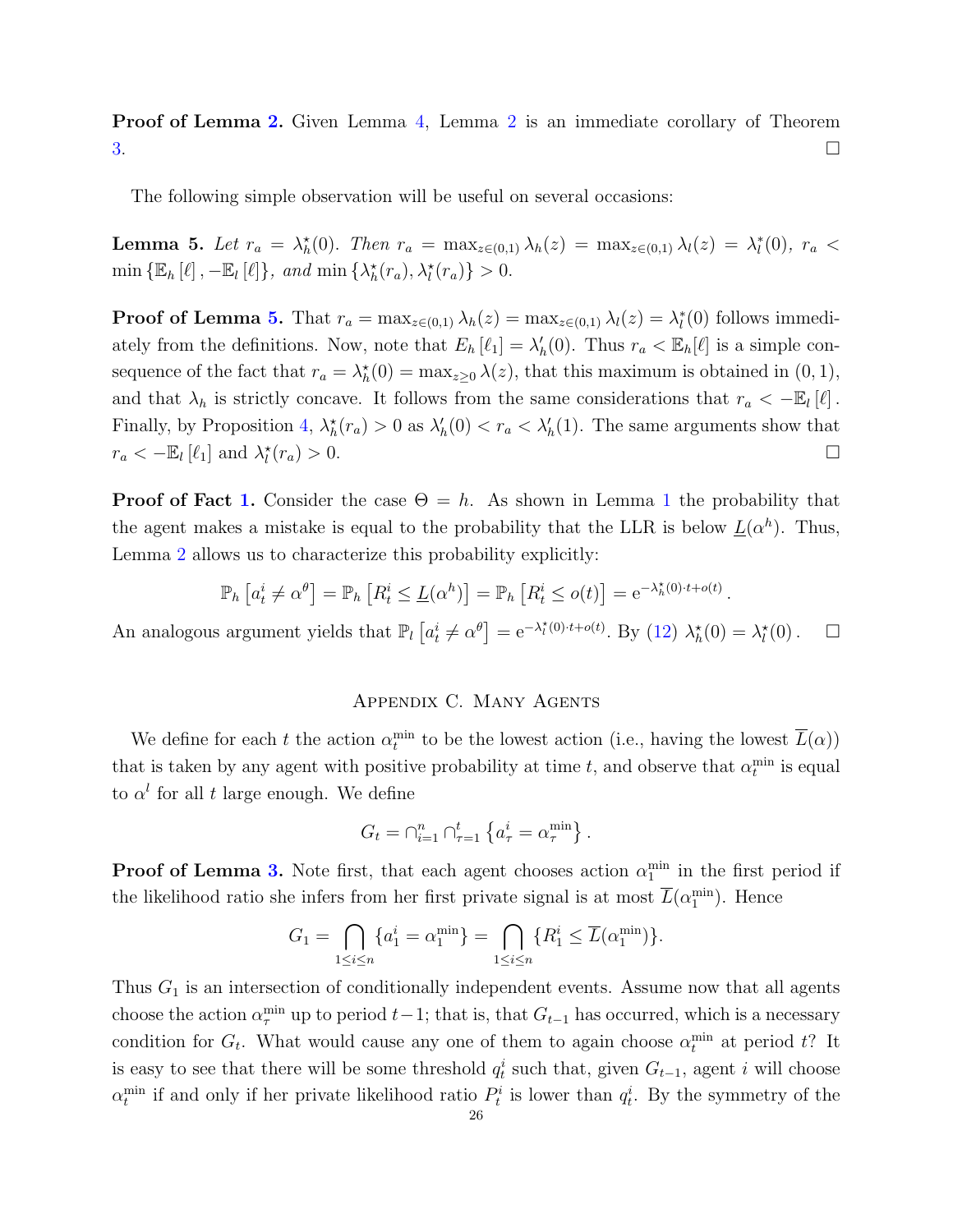**Proof of Lemma 2.** Given Lemma 4, Lemma 2 is an immediate corollary of Theorem 3. $\square$

The following simple observation will be useful on several occasions:

**Lemma 5.** *Let $r_a = \lambda_h^\star(0)$. Then $r_a = \max_{z\in(0,1)} \lambda_h(z) = \max_{z\in(0,1)} \lambda_l(z) = \lambda_l^*(0)$, $r_a < \min\{\mathbb{E}_h[\ell], -\mathbb{E}_l[\ell]\}$, and $\min\{\lambda_h^\star(r_a), \lambda_l^\star(r_a)\} > 0$.*

**Proof of Lemma 5.** That $r_a = \max_{z\in(0,1)} \lambda_h(z) = \max_{z\in(0,1)} \lambda_l(z) = \lambda_l^*(0)$ follows immediately from the definitions. Now, note that $E_h[\ell_1] = \lambda_h'(0)$. Thus $r_a < \mathbb{E}_h[\ell]$ is a simple consequence of the fact that $r_a = \lambda_h^\star(0) = \max_{z\geq 0} \lambda(z)$, that this maximum is obtained in $(0,1)$, and that $\lambda_h$ is strictly concave. It follows from the same considerations that $r_a < -\mathbb{E}_l[\ell]$. Finally, by Proposition 4, $\lambda_h^\star(r_a) > 0$ as $\lambda_h'(0) < r_a < \lambda_h'(1)$. The same arguments show that $r_a < -\mathbb{E}_l[\ell_1]$ and $\lambda_l^\star(r_a) > 0$. $\square$

**Proof of Fact 1.** Consider the case $\Theta = h$. As shown in Lemma 1 the probability that the agent makes a mistake is equal to the probability that the LLR is below $\underline{L}(\alpha^h)$. Thus, Lemma 2 allows us to characterize this probability explicitly:

$$\mathbb{P}_h\left[a_t^i \neq \alpha^\theta\right] = \mathbb{P}_h\left[R_t^i \leq \underline{L}(\alpha^h)\right] = \mathbb{P}_h\left[R_t^i \leq o(t)\right] = \mathrm{e}^{-\lambda_h^\star(0)\cdot t + o(t)}.$$

An analogous argument yields that $\mathbb{P}_l\left[a_t^i \neq \alpha^\theta\right] = \mathrm{e}^{-\lambda_l^\star(0)\cdot t + o(t)}$. By (12) $\lambda_h^\star(0) = \lambda_l^\star(0)$. $\square$

## Appendix C. Many Agents

We define for each $t$ the action $\alpha_t^{\min}$ to be the lowest action (i.e., having the lowest $\overline{L}(\alpha)$) that is taken by any agent with positive probability at time $t$, and observe that $\alpha_t^{\min}$ is equal to $\alpha^l$ for all $t$ large enough. We define

$$G_t = \cap_{i=1}^n \cap_{\tau=1}^t \left\{a_\tau^i = \alpha_\tau^{\min}\right\}.$$

**Proof of Lemma 3.** Note first, that each agent chooses action $\alpha_1^{\min}$ in the first period if the likelihood ratio she infers from her first private signal is at most $\overline{L}(\alpha_1^{\min})$. Hence

$$G_1 = \bigcap_{1\leq i\leq n} \{a_1^i = \alpha_1^{\min}\} = \bigcap_{1\leq i\leq n} \{R_1^i \leq \overline{L}(\alpha_1^{\min})\}.$$

Thus $G_1$ is an intersection of conditionally independent events. Assume now that all agents choose the action $\alpha_\tau^{\min}$ up to period $t-1$; that is, that $G_{t-1}$ has occurred, which is a necessary condition for $G_t$. What would cause any one of them to again choose $\alpha_t^{\min}$ at period $t$? It is easy to see that there will be some threshold $q_t^i$ such that, given $G_{t-1}$, agent $i$ will choose $\alpha_t^{\min}$ if and only if her private likelihood ratio $P_t^i$ is lower than $q_t^i$. By the symmetry of the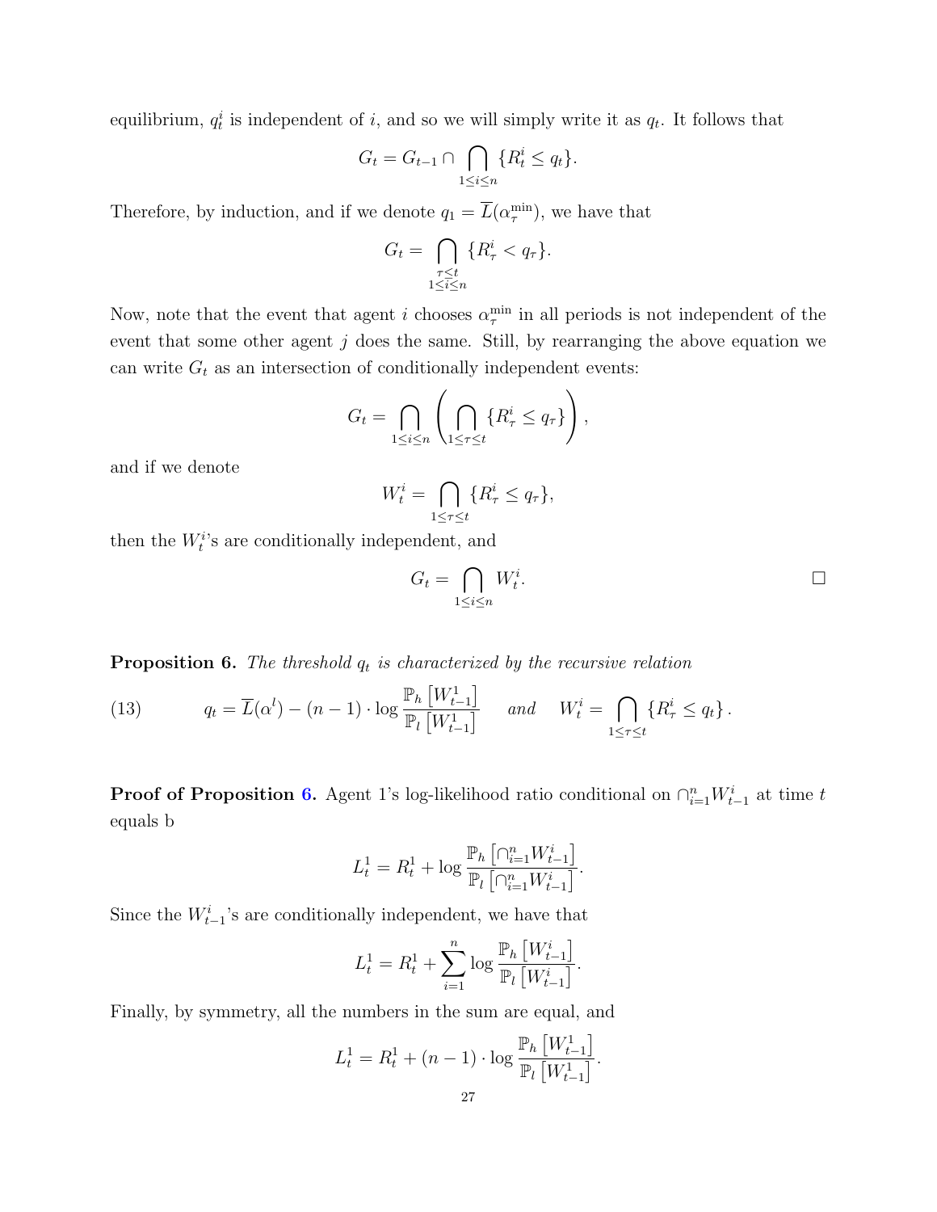equilibrium, $q_t^i$ is independent of $i$, and so we will simply write it as $q_t$. It follows that

$$G_t = G_{t-1} \cap \bigcap_{1 \le i \le n} \{R_t^i \le q_t\}.$$

Therefore, by induction, and if we denote $q_1 = \overline{L}(\alpha_\tau^{\min})$, we have that

$$G_t = \bigcap_{\substack{\tau \le t \\ 1 \le i \le n}} \{R_\tau^i < q_\tau\}.$$

Now, note that the event that agent $i$ chooses $\alpha_\tau^{\min}$ in all periods is not independent of the event that some other agent $j$ does the same. Still, by rearranging the above equation we can write $G_t$ as an intersection of conditionally independent events:

$$G_t = \bigcap_{1 \le i \le n} \left( \bigcap_{1 \le \tau \le t} \{R_\tau^i \le q_\tau\} \right),$$

and if we denote

$$W_t^i = \bigcap_{1 \le \tau \le t} \{R_\tau^i \le q_\tau\},$$

then the $W_t^i$'s are conditionally independent, and

$$G_t = \bigcap_{1 \le i \le n} W_t^i. \qquad \square$$

**Proposition 6.** *The threshold $q_t$ is characterized by the recursive relation*

$$q_t = \overline{L}(\alpha^l) - (n-1) \cdot \log \frac{\mathbb{P}_h\left[W_{t-1}^1\right]}{\mathbb{P}_l\left[W_{t-1}^1\right]} \quad \textit{and} \quad W_t^i = \bigcap_{1 \le \tau \le t} \{R_\tau^i \le q_t\}. \tag{13}$$

**Proof of Proposition 6.** Agent 1's log-likelihood ratio conditional on $\cap_{i=1}^n W_{t-1}^i$ at time $t$ equals b

$$L_t^1 = R_t^1 + \log \frac{\mathbb{P}_h\left[\cap_{i=1}^n W_{t-1}^i\right]}{\mathbb{P}_l\left[\cap_{i=1}^n W_{t-1}^i\right]}.$$

Since the $W_{t-1}^i$'s are conditionally independent, we have that

$$L_t^1 = R_t^1 + \sum_{i=1}^n \log \frac{\mathbb{P}_h\left[W_{t-1}^i\right]}{\mathbb{P}_l\left[W_{t-1}^i\right]}.$$

Finally, by symmetry, all the numbers in the sum are equal, and

$$L_t^1 = R_t^1 + (n-1) \cdot \log \frac{\mathbb{P}_h\left[W_{t-1}^1\right]}{\mathbb{P}_l\left[W_{t-1}^1\right]}.$$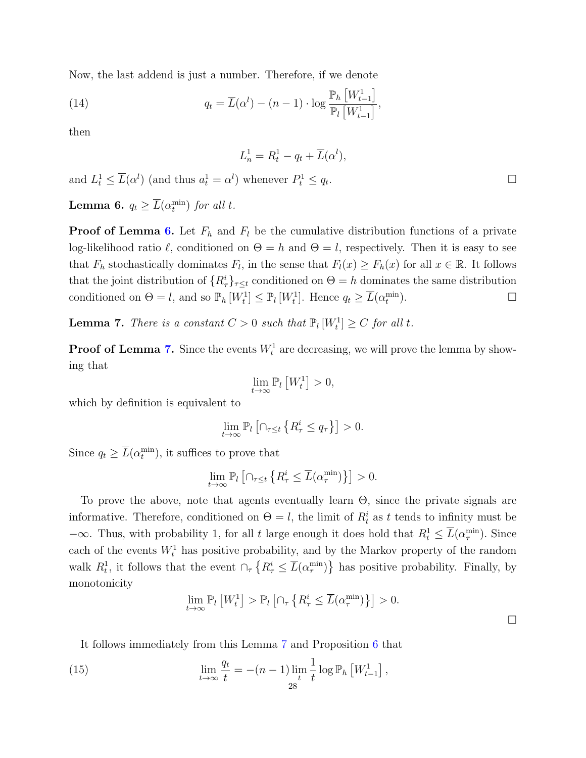Now, the last addend is just a number. Therefore, if we denote

$$q_t = \overline{L}(\alpha^l) - (n-1) \cdot \log \frac{\mathbb{P}_h\left[W_{t-1}^1\right]}{\mathbb{P}_l\left[W_{t-1}^1\right]}, \tag{14}$$

then

$$L_n^1 = R_t^1 - q_t + \overline{L}(\alpha^l),$$

and $L_t^1 \leq \overline{L}(\alpha^l)$ (and thus $a_t^1 = \alpha^l$) whenever $P_t^1 \leq q_t$. □

**Lemma 6.** *$q_t \geq \overline{L}(\alpha_t^{\min})$ for all $t$.*

**Proof of Lemma 6.** Let $F_h$ and $F_l$ be the cumulative distribution functions of a private log-likelihood ratio $\ell$, conditioned on $\Theta = h$ and $\Theta = l$, respectively. Then it is easy to see that $F_h$ stochastically dominates $F_l$, in the sense that $F_l(x) \geq F_h(x)$ for all $x \in \mathbb{R}$. It follows that the joint distribution of $\{R_\tau^i\}_{\tau \leq t}$ conditioned on $\Theta = h$ dominates the same distribution conditioned on $\Theta = l$, and so $\mathbb{P}_h\left[W_t^1\right] \leq \mathbb{P}_l\left[W_t^1\right]$. Hence $q_t \geq \overline{L}(\alpha_t^{\min})$. □

**Lemma 7.** *There is a constant $C > 0$ such that $\mathbb{P}_l\left[W_t^1\right] \geq C$ for all $t$.*

**Proof of Lemma 7.** Since the events $W_t^1$ are decreasing, we will prove the lemma by showing that

$$\lim_{t\to\infty} \mathbb{P}_l\left[W_t^1\right] > 0,$$

which by definition is equivalent to

$$\lim_{t\to\infty} \mathbb{P}_l\left[\cap_{\tau \leq t}\left\{R_\tau^i \leq q_\tau\right\}\right] > 0.$$

Since $q_t \geq \overline{L}(\alpha_t^{\min})$, it suffices to prove that

$$\lim_{t\to\infty} \mathbb{P}_l\left[\cap_{\tau \leq t}\left\{R_\tau^i \leq \overline{L}(\alpha_\tau^{\min})\right\}\right] > 0.$$

To prove the above, note that agents eventually learn $\Theta$, since the private signals are informative. Therefore, conditioned on $\Theta = l$, the limit of $R_t^i$ as $t$ tends to infinity must be $-\infty$. Thus, with probability 1, for all $t$ large enough it does hold that $R_t^1 \leq \overline{L}(\alpha_\tau^{\min})$. Since each of the events $W_t^1$ has positive probability, and by the Markov property of the random walk $R_t^1$, it follows that the event $\cap_\tau\left\{R_\tau^i \leq \overline{L}(\alpha_\tau^{\min})\right\}$ has positive probability. Finally, by monotonicity

$$\lim_{t\to\infty} \mathbb{P}_l\left[W_t^1\right] > \mathbb{P}_l\left[\cap_\tau\left\{R_\tau^i \leq \overline{L}(\alpha_\tau^{\min})\right\}\right] > 0.$$

□

It follows immediately from this Lemma 7 and Proposition 6 that

$$\lim_{t\to\infty} \frac{q_t}{t} = -(n-1) \lim_t \frac{1}{t} \log \mathbb{P}_h\left[W_{t-1}^1\right], \tag{15}$$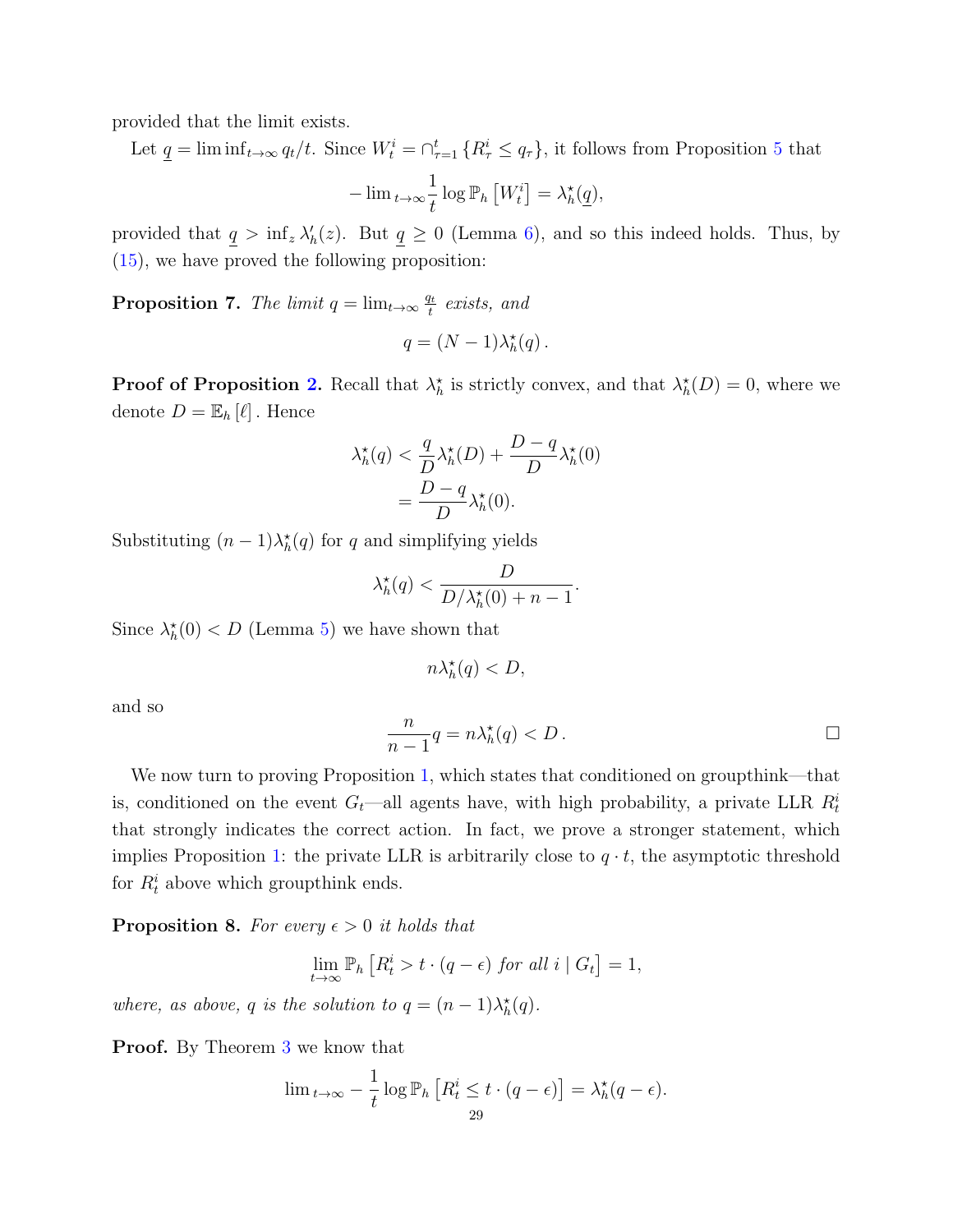provided that the limit exists.

Let $\underline{q} = \liminf_{t\to\infty} q_t/t$. Since $W_t^i = \cap_{\tau=1}^t \{R_\tau^i \le q_\tau\}$, it follows from Proposition 5 that

$$-\lim{}_{t\to\infty}\frac{1}{t}\log \mathbb{P}_h\left[W_t^i\right] = \lambda_h^\star(\underline{q}),$$

provided that $\underline{q} > \inf_z \lambda_h'(z)$. But $\underline{q} \ge 0$ (Lemma 6), and so this indeed holds. Thus, by (15), we have proved the following proposition:

**Proposition 7.** *The limit $q = \lim_{t\to\infty}\frac{q_t}{t}$ exists, and*

$$q = (N-1)\lambda_h^\star(q)\,.$$

**Proof of Proposition 2.** Recall that $\lambda_h^\star$ is strictly convex, and that $\lambda_h^\star(D) = 0$, where we denote $D = \mathbb{E}_h\left[\ell\right]$. Hence

$$\begin{aligned}\lambda_h^\star(q) &< \frac{q}{D}\lambda_h^\star(D) + \frac{D-q}{D}\lambda_h^\star(0)\\ &= \frac{D-q}{D}\lambda_h^\star(0).\end{aligned}$$

Substituting $(n-1)\lambda_h^\star(q)$ for $q$ and simplifying yields

$$\lambda_h^\star(q) < \frac{D}{D/\lambda_h^\star(0) + n - 1}.$$

Since $\lambda_h^\star(0) < D$ (Lemma 5) we have shown that

$$n\lambda_h^\star(q) < D,$$

and so

$$\frac{n}{n-1}q = n\lambda_h^\star(q) < D\,. \qquad \square$$

We now turn to proving Proposition 1, which states that conditioned on groupthink—that is, conditioned on the event $G_t$—all agents have, with high probability, a private LLR $R_t^i$ that strongly indicates the correct action. In fact, we prove a stronger statement, which implies Proposition 1: the private LLR is arbitrarily close to $q \cdot t$, the asymptotic threshold for $R_t^i$ above which groupthink ends.

**Proposition 8.** *For every $\epsilon > 0$ it holds that*

$$\lim_{t\to\infty}\mathbb{P}_h\left[R_t^i > t\cdot(q-\epsilon) \text{ for all } i \mid G_t\right] = 1,$$

*where, as above, $q$ is the solution to $q = (n-1)\lambda_h^\star(q)$.*

**Proof.** By Theorem 3 we know that

$$\lim{}_{t\to\infty} -\frac{1}{t}\log\mathbb{P}_h\left[R_t^i \le t\cdot(q-\epsilon)\right] = \lambda_h^\star(q-\epsilon).$$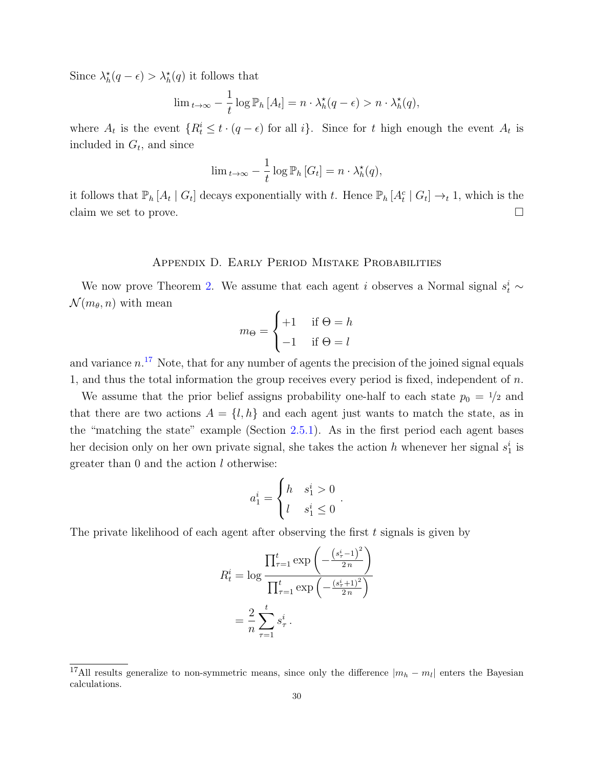Since $\lambda_h^\star(q-\epsilon) > \lambda_h^\star(q)$ it follows that

$$\lim_{t\to\infty} -\frac{1}{t}\log \mathbb{P}_h\left[A_t\right] = n \cdot \lambda_h^\star(q-\epsilon) > n\cdot \lambda_h^\star(q),$$

where $A_t$ is the event $\{R_t^i \le t\cdot(q-\epsilon) \text{ for all } i\}$. Since for $t$ high enough the event $A_t$ is included in $G_t$, and since

$$\lim_{t\to\infty} -\frac{1}{t}\log \mathbb{P}_h\left[G_t\right] = n\cdot \lambda_h^\star(q),$$

it follows that $\mathbb{P}_h\left[A_t \mid G_t\right]$ decays exponentially with $t$. Hence $\mathbb{P}_h\left[A_t^c \mid G_t\right] \to_t 1$, which is the claim we set to prove. □

## Appendix D. Early Period Mistake Probabilities

We now prove Theorem 2. We assume that each agent $i$ observes a Normal signal $s_t^i \sim \mathcal{N}(m_\theta, n)$ with mean

$$m_\Theta = \begin{cases} +1 & \text{if } \Theta = h \\ -1 & \text{if } \Theta = l \end{cases}$$

and variance $n$.[17] Note, that for any number of agents the precision of the joined signal equals 1, and thus the total information the group receives every period is fixed, independent of $n$.

We assume that the prior belief assigns probability one-half to each state $p_0 = 1/2$ and that there are two actions $A = \{l, h\}$ and each agent just wants to match the state, as in the "matching the state" example (Section 2.5.1). As in the first period each agent bases her decision only on her own private signal, she takes the action $h$ whenever her signal $s_1^i$ is greater than 0 and the action $l$ otherwise:

$$a_1^i = \begin{cases} h & s_1^i > 0 \\ l & s_1^i \le 0 \end{cases}.$$

The private likelihood of each agent after observing the first $t$ signals is given by

$$\begin{aligned} R_t^i &= \log \frac{\prod_{\tau=1}^t \exp\left(-\frac{\left(s_\tau^i - 1\right)^2}{2\,n}\right)}{\prod_{\tau=1}^t \exp\left(-\frac{\left(s_\tau^i + 1\right)^2}{2\,n}\right)} \\ &= \frac{2}{n}\sum_{\tau=1}^t s_\tau^i\,. \end{aligned}$$

[17] All results generalize to non-symmetric means, since only the difference $|m_h - m_l|$ enters the Bayesian calculations.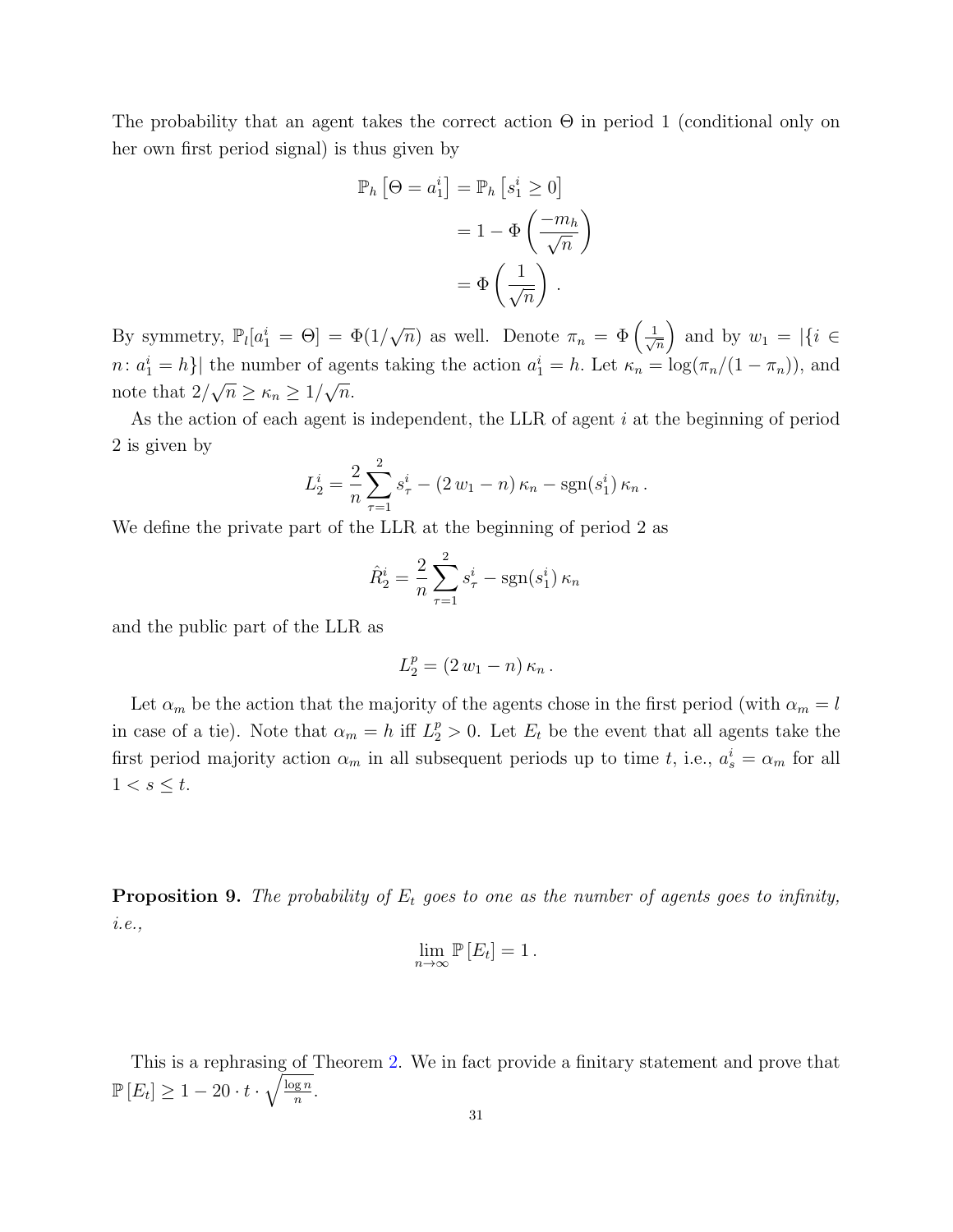The probability that an agent takes the correct action $\Theta$ in period 1 (conditional only on her own first period signal) is thus given by

$$
\begin{aligned}
\mathbb{P}_h\left[\Theta = a_1^i\right] &= \mathbb{P}_h\left[s_1^i \geq 0\right] \\
&= 1 - \Phi\left(\frac{-m_h}{\sqrt{n}}\right) \\
&= \Phi\left(\frac{1}{\sqrt{n}}\right).
\end{aligned}
$$

By symmetry, $\mathbb{P}_l[a_1^i = \Theta] = \Phi(1/\sqrt{n})$ as well. Denote $\pi_n = \Phi\left(\frac{1}{\sqrt{n}}\right)$ and by $w_1 = |\{i \in n \colon a_1^i = h\}|$ the number of agents taking the action $a_1^i = h$. Let $\kappa_n = \log(\pi_n/(1-\pi_n))$, and note that $2/\sqrt{n} \geq \kappa_n \geq 1/\sqrt{n}$.

As the action of each agent is independent, the LLR of agent $i$ at the beginning of period 2 is given by

$$
L_2^i = \frac{2}{n}\sum_{\tau=1}^{2} s_\tau^i - (2\,w_1 - n)\,\kappa_n - \operatorname{sgn}(s_1^i)\,\kappa_n\,.
$$

We define the private part of the LLR at the beginning of period 2 as

$$
\hat{R}_2^i = \frac{2}{n}\sum_{\tau=1}^{2} s_\tau^i - \operatorname{sgn}(s_1^i)\,\kappa_n
$$

and the public part of the LLR as

$$
L_2^p = (2\,w_1 - n)\,\kappa_n\,.
$$

Let $\alpha_m$ be the action that the majority of the agents chose in the first period (with $\alpha_m = l$ in case of a tie). Note that $\alpha_m = h$ iff $L_2^p > 0$. Let $E_t$ be the event that all agents take the first period majority action $\alpha_m$ in all subsequent periods up to time $t$, i.e., $a_s^i = \alpha_m$ for all $1 < s \leq t$.

**Proposition 9.** *The probability of $E_t$ goes to one as the number of agents goes to infinity, i.e.,*

$$
\lim_{n\to\infty} \mathbb{P}\left[E_t\right] = 1\,.
$$

This is a rephrasing of Theorem 2. We in fact provide a finitary statement and prove that $\mathbb{P}\left[E_t\right] \geq 1 - 20 \cdot t \cdot \sqrt{\frac{\log n}{n}}$.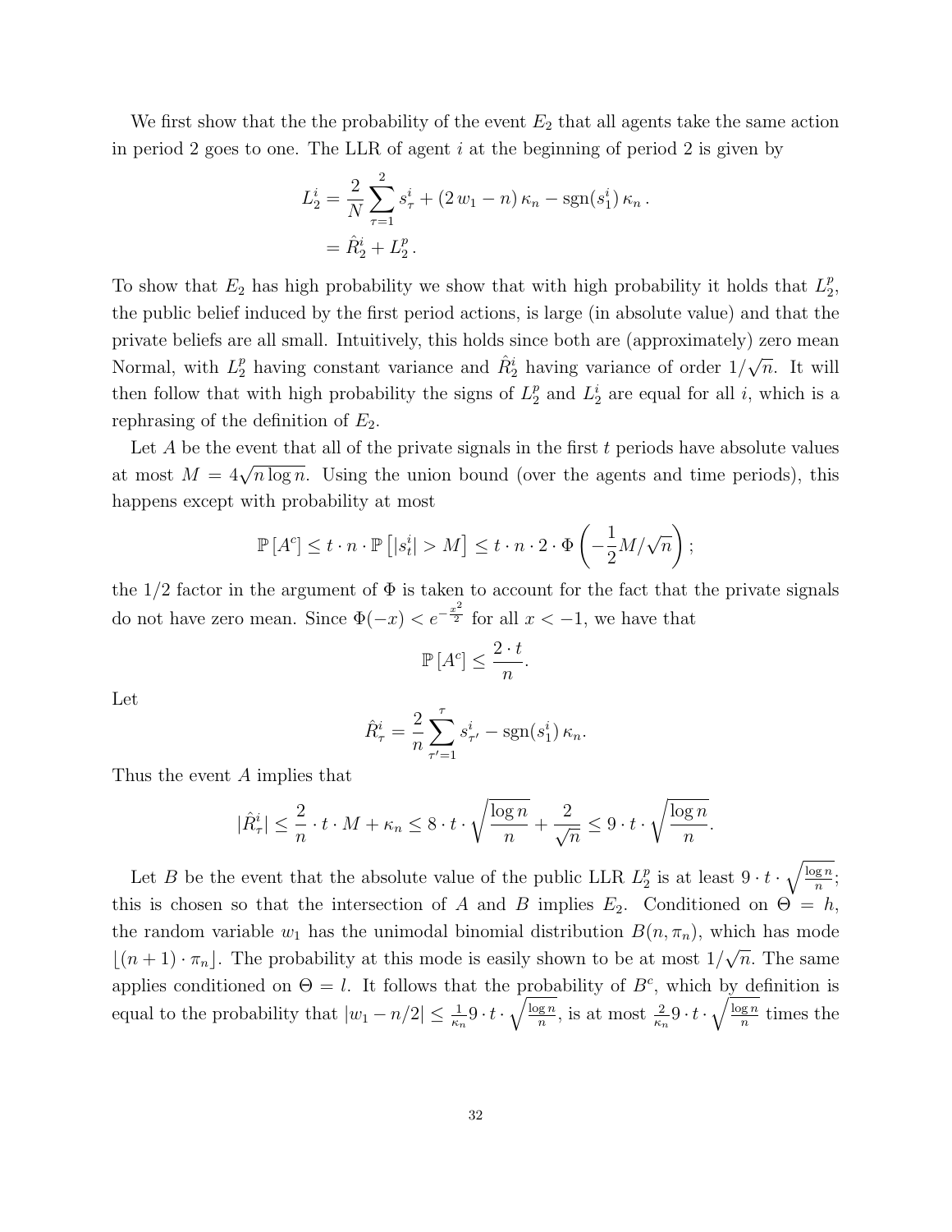We first show that the the probability of the event $E_2$ that all agents take the same action in period 2 goes to one. The LLR of agent $i$ at the beginning of period 2 is given by

$$
\begin{aligned}
L_2^i &= \frac{2}{N}\sum_{\tau=1}^{2} s_\tau^i + (2\,w_1 - n)\,\kappa_n - \operatorname{sgn}(s_1^i)\,\kappa_n\,. \\
&= \hat{R}_2^i + L_2^p\,.
\end{aligned}
$$

To show that $E_2$ has high probability we show that with high probability it holds that $L_2^p$, the public belief induced by the first period actions, is large (in absolute value) and that the private beliefs are all small. Intuitively, this holds since both are (approximately) zero mean Normal, with $L_2^p$ having constant variance and $\hat{R}_2^i$ having variance of order $1/\sqrt{n}$. It will then follow that with high probability the signs of $L_2^p$ and $L_2^i$ are equal for all $i$, which is a rephrasing of the definition of $E_2$.

Let $A$ be the event that all of the private signals in the first $t$ periods have absolute values at most $M = 4\sqrt{n\log n}$. Using the union bound (over the agents and time periods), this happens except with probability at most

$$
\mathbb{P}\left[A^c\right] \le t\cdot n\cdot \mathbb{P}\left[|s_t^i| > M\right] \le t\cdot n\cdot 2\cdot \Phi\left(-\frac{1}{2}M/\sqrt{n}\right);
$$

the 1/2 factor in the argument of $\Phi$ is taken to account for the fact that the private signals do not have zero mean. Since $\Phi(-x) < e^{-\frac{x^2}{2}}$ for all $x < -1$, we have that

$$
\mathbb{P}\left[A^c\right] \le \frac{2\cdot t}{n}.
$$

Let

$$
\hat{R}_\tau^i = \frac{2}{n}\sum_{\tau'=1}^{\tau} s_{\tau'}^i - \operatorname{sgn}(s_1^i)\,\kappa_n.
$$

Thus the event $A$ implies that

$$
|\hat{R}_\tau^i| \le \frac{2}{n}\cdot t\cdot M + \kappa_n \le 8\cdot t\cdot\sqrt{\frac{\log n}{n}} + \frac{2}{\sqrt{n}} \le 9\cdot t\cdot\sqrt{\frac{\log n}{n}}.
$$

Let $B$ be the event that the absolute value of the public LLR $L_2^p$ is at least $9\cdot t\cdot\sqrt{\frac{\log n}{n}}$; this is chosen so that the intersection of $A$ and $B$ implies $E_2$. Conditioned on $\Theta = h$, the random variable $w_1$ has the unimodal binomial distribution $B(n,\pi_n)$, which has mode $\lfloor (n+1)\cdot\pi_n\rfloor$. The probability at this mode is easily shown to be at most $1/\sqrt{n}$. The same applies conditioned on $\Theta = l$. It follows that the probability of $B^c$, which by definition is equal to the probability that $|w_1 - n/2| \le \frac{1}{\kappa_n}9\cdot t\cdot\sqrt{\frac{\log n}{n}}$, is at most $\frac{2}{\kappa_n}9\cdot t\cdot\sqrt{\frac{\log n}{n}}$ times the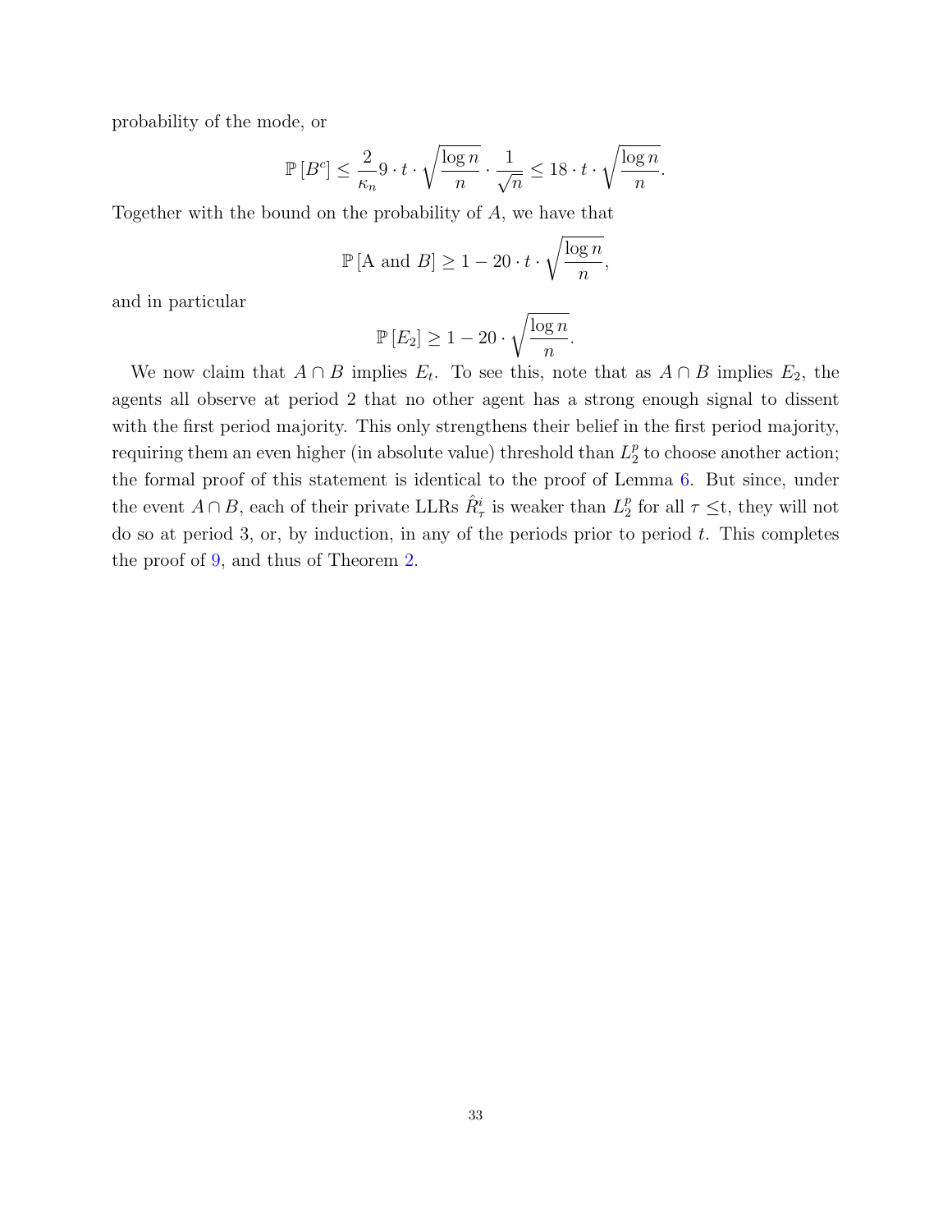probability of the mode, or

$$\mathbb{P}\left[B^c\right] \leq \frac{2}{\kappa_n} 9 \cdot t \cdot \sqrt{\frac{\log n}{n}} \cdot \frac{1}{\sqrt{n}} \leq 18 \cdot t \cdot \sqrt{\frac{\log n}{n}}.$$

Together with the bound on the probability of $A$, we have that

$$\mathbb{P}\left[\text{A and } B\right] \geq 1 - 20 \cdot t \cdot \sqrt{\frac{\log n}{n}},$$

and in particular

$$\mathbb{P}\left[E_2\right] \geq 1 - 20 \cdot \sqrt{\frac{\log n}{n}}.$$

We now claim that $A \cap B$ implies $E_t$. To see this, note that as $A \cap B$ implies $E_2$, the agents all observe at period 2 that no other agent has a strong enough signal to dissent with the first period majority. This only strengthens their belief in the first period majority, requiring them an even higher (in absolute value) threshold than $L_2^p$ to choose another action; the formal proof of this statement is identical to the proof of Lemma 6. But since, under the event $A \cap B$, each of their private LLRs $\hat{R}_\tau^i$ is weaker than $L_2^p$ for all $\tau \leq$t, they will not do so at period 3, or, by induction, in any of the periods prior to period $t$. This completes the proof of 9, and thus of Theorem 2.